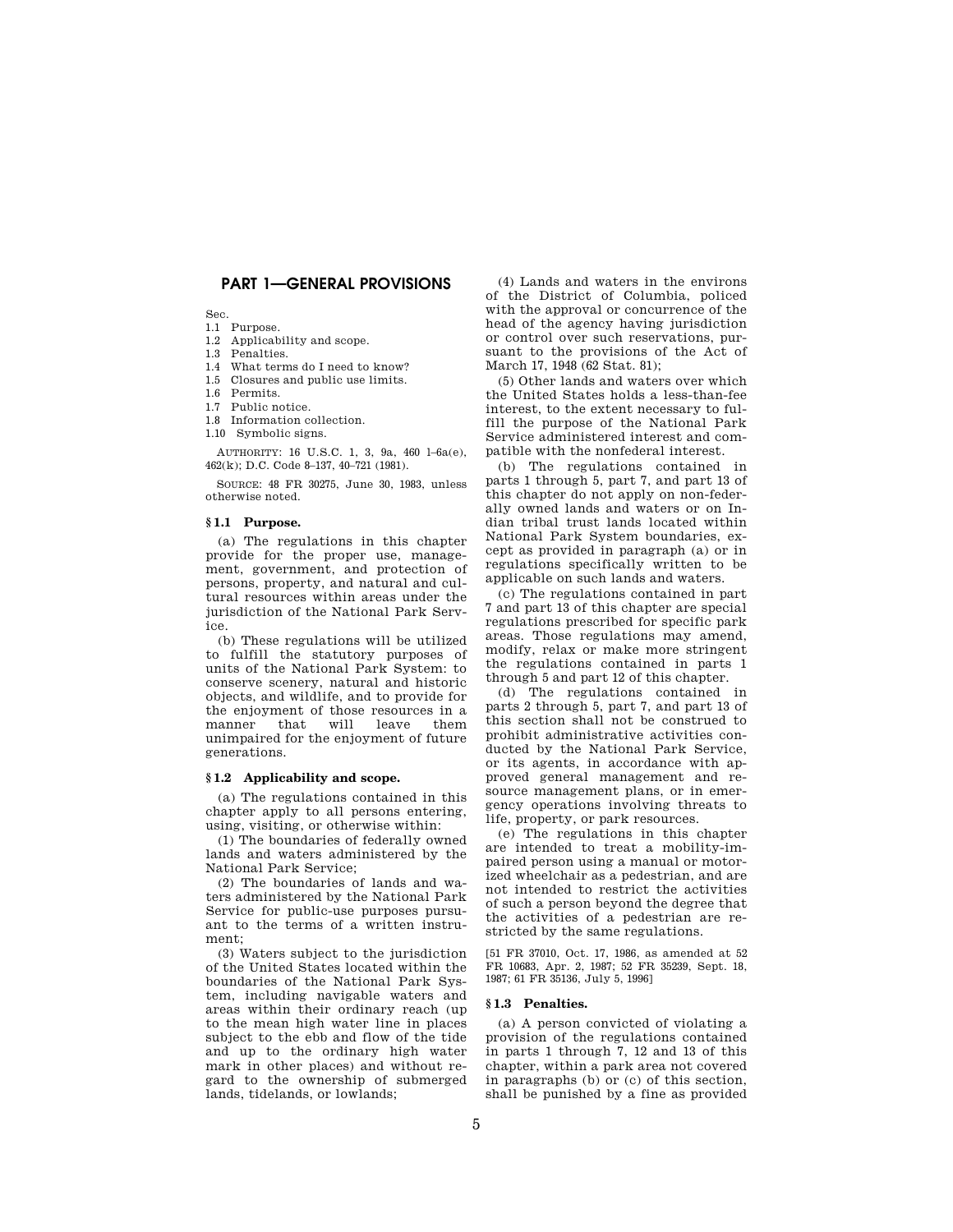# PART 1—GENERAL PROVISIONS

Sec.

1.1 Purpose.
1.2 Applicability and scope.
1.3 Penalties.
1.4 What terms do I need to know?
1.5 Closures and public use limits.
1.6 Permits.
1.7 Public notice.
1.8 Information collection.
1.10 Symbolic signs.

AUTHORITY: 16 U.S.C. 1, 3, 9a, 460 l–6a(e), 462(k); D.C. Code 8–137, 40–721 (1981).

SOURCE: 48 FR 30275, June 30, 1983, unless otherwise noted.

### § 1.1 Purpose.

(a) The regulations in this chapter provide for the proper use, management, government, and protection of persons, property, and natural and cultural resources within areas under the jurisdiction of the National Park Service.

(b) These regulations will be utilized to fulfill the statutory purposes of units of the National Park System: to conserve scenery, natural and historic objects, and wildlife, and to provide for the enjoyment of those resources in a manner that will leave them unimpaired for the enjoyment of future generations.

### § 1.2 Applicability and scope.

(a) The regulations contained in this chapter apply to all persons entering, using, visiting, or otherwise within:

(1) The boundaries of federally owned lands and waters administered by the National Park Service;

(2) The boundaries of lands and waters administered by the National Park Service for public-use purposes pursuant to the terms of a written instrument;

(3) Waters subject to the jurisdiction of the United States located within the boundaries of the National Park System, including navigable waters and areas within their ordinary reach (up to the mean high water line in places subject to the ebb and flow of the tide and up to the ordinary high water mark in other places) and without regard to the ownership of submerged lands, tidelands, or lowlands;

(4) Lands and waters in the environs of the District of Columbia, policed with the approval or concurrence of the head of the agency having jurisdiction or control over such reservations, pursuant to the provisions of the Act of March 17, 1948 (62 Stat. 81);

(5) Other lands and waters over which the United States holds a less-than-fee interest, to the extent necessary to fulfill the purpose of the National Park Service administered interest and compatible with the nonfederal interest.

(b) The regulations contained in parts 1 through 5, part 7, and part 13 of this chapter do not apply on non-federally owned lands and waters or on Indian tribal trust lands located within National Park System boundaries, except as provided in paragraph (a) or in regulations specifically written to be applicable on such lands and waters.

(c) The regulations contained in part 7 and part 13 of this chapter are special regulations prescribed for specific park areas. Those regulations may amend, modify, relax or make more stringent the regulations contained in parts 1 through 5 and part 12 of this chapter.

(d) The regulations contained in parts 2 through 5, part 7, and part 13 of this section shall not be construed to prohibit administrative activities conducted by the National Park Service, or its agents, in accordance with approved general management and resource management plans, or in emergency operations involving threats to life, property, or park resources.

(e) The regulations in this chapter are intended to treat a mobility-impaired person using a manual or motorized wheelchair as a pedestrian, and are not intended to restrict the activities of such a person beyond the degree that the activities of a pedestrian are restricted by the same regulations.

[51 FR 37010, Oct. 17, 1986, as amended at 52 FR 10683, Apr. 2, 1987; 52 FR 35239, Sept. 18, 1987; 61 FR 35136, July 5, 1996]

### § 1.3 Penalties.

(a) A person convicted of violating a provision of the regulations contained in parts 1 through 7, 12 and 13 of this chapter, within a park area not covered in paragraphs (b) or (c) of this section, shall be punished by a fine as provided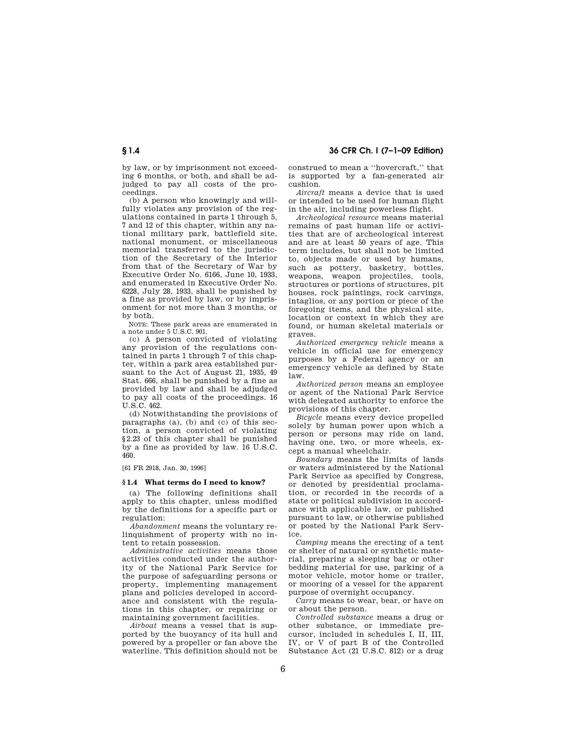by law, or by imprisonment not exceeding 6 months, or both, and shall be adjudged to pay all costs of the proceedings.

(b) A person who knowingly and willfully violates any provision of the regulations contained in parts 1 through 5, 7 and 12 of this chapter, within any national military park, battlefield site, national monument, or miscellaneous memorial transferred to the jurisdiction of the Secretary of the Interior from that of the Secretary of War by Executive Order No. 6166, June 10, 1933, and enumerated in Executive Order No. 6228, July 28, 1933, shall be punished by a fine as provided by law, or by imprisonment for not more than 3 months, or by both.

NOTE: These park areas are enumerated in a note under 5 U.S.C. 901.

(c) A person convicted of violating any provision of the regulations contained in parts 1 through 7 of this chapter, within a park area established pursuant to the Act of August 21, 1935, 49 Stat. 666, shall be punished by a fine as provided by law and shall be adjudged to pay all costs of the proceedings. 16 U.S.C. 462.

(d) Notwithstanding the provisions of paragraphs (a), (b) and (c) of this section, a person convicted of violating §2.23 of this chapter shall be punished by a fine as provided by law. 16 U.S.C. 460.

[61 FR 2918, Jan. 30, 1996]

### §1.4 What terms do I need to know?

(a) The following definitions shall apply to this chapter, unless modified by the definitions for a specific part or regulation:

*Abandonment* means the voluntary relinquishment of property with no intent to retain possession.

*Administrative activities* means those activities conducted under the authority of the National Park Service for the purpose of safeguarding persons or property, implementing management plans and policies developed in accordance and consistent with the regulations in this chapter, or repairing or maintaining government facilities.

*Airboat* means a vessel that is supported by the buoyancy of its hull and powered by a propeller or fan above the waterline. This definition should not be construed to mean a "hovercraft," that is supported by a fan-generated air cushion.

*Aircraft* means a device that is used or intended to be used for human flight in the air, including powerless flight.

*Archeological resource* means material remains of past human life or activities that are of archeological interest and are at least 50 years of age. This term includes, but shall not be limited to, objects made or used by humans, such as pottery, basketry, bottles, weapons, weapon projectiles, tools, structures or portions of structures, pit houses, rock paintings, rock carvings, intaglios, or any portion or piece of the foregoing items, and the physical site, location or context in which they are found, or human skeletal materials or graves.

*Authorized emergency vehicle* means a vehicle in official use for emergency purposes by a Federal agency or an emergency vehicle as defined by State law.

*Authorized person* means an employee or agent of the National Park Service with delegated authority to enforce the provisions of this chapter.

*Bicycle* means every device propelled solely by human power upon which a person or persons may ride on land, having one, two, or more wheels, except a manual wheelchair.

*Boundary* means the limits of lands or waters administered by the National Park Service as specified by Congress, or denoted by presidential proclamation, or recorded in the records of a state or political subdivision in accordance with applicable law, or published pursuant to law, or otherwise published or posted by the National Park Service.

*Camping* means the erecting of a tent or shelter of natural or synthetic material, preparing a sleeping bag or other bedding material for use, parking of a motor vehicle, motor home or trailer, or mooring of a vessel for the apparent purpose of overnight occupancy.

*Carry* means to wear, bear, or have on or about the person.

*Controlled substance* means a drug or other substance, or immediate precursor, included in schedules I, II, III, IV, or V of part B of the Controlled Substance Act (21 U.S.C. 812) or a drug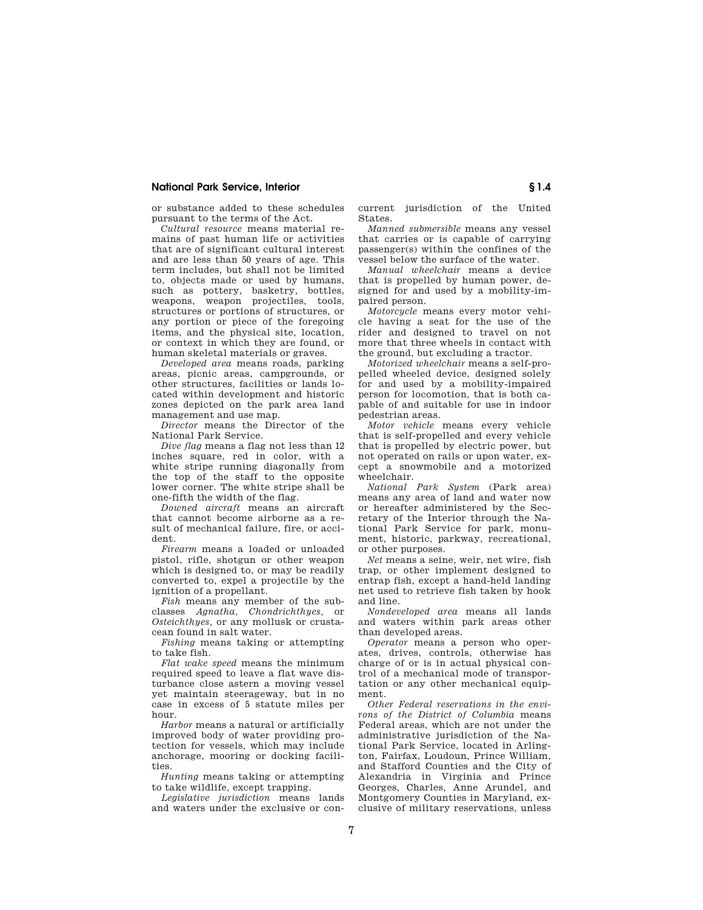or substance added to these schedules pursuant to the terms of the Act.

*Cultural resource* means material remains of past human life or activities that are of significant cultural interest and are less than 50 years of age. This term includes, but shall not be limited to, objects made or used by humans, such as pottery, basketry, bottles, weapons, weapon projectiles, tools, structures or portions of structures, or any portion or piece of the foregoing items, and the physical site, location, or context in which they are found, or human skeletal materials or graves.

*Developed area* means roads, parking areas, picnic areas, campgrounds, or other structures, facilities or lands located within development and historic zones depicted on the park area land management and use map.

*Director* means the Director of the National Park Service.

*Dive flag* means a flag not less than 12 inches square, red in color, with a white stripe running diagonally from the top of the staff to the opposite lower corner. The white stripe shall be one-fifth the width of the flag.

*Downed aircraft* means an aircraft that cannot become airborne as a result of mechanical failure, fire, or accident.

*Firearm* means a loaded or unloaded pistol, rifle, shotgun or other weapon which is designed to, or may be readily converted to, expel a projectile by the ignition of a propellant.

*Fish* means any member of the subclasses *Agnatha, Chondrichthyes,* or *Osteichthyes,* or any mollusk or crustacean found in salt water.

*Fishing* means taking or attempting to take fish.

*Flat wake speed* means the minimum required speed to leave a flat wave disturbance close astern a moving vessel yet maintain steerageway, but in no case in excess of 5 statute miles per hour.

*Harbor* means a natural or artificially improved body of water providing protection for vessels, which may include anchorage, mooring or docking facilities.

*Hunting* means taking or attempting to take wildlife, except trapping.

*Legislative jurisdiction* means lands and waters under the exclusive or concurrent jurisdiction of the United States.

*Manned submersible* means any vessel that carries or is capable of carrying passenger(s) within the confines of the vessel below the surface of the water.

*Manual wheelchair* means a device that is propelled by human power, designed for and used by a mobility-impaired person.

*Motorcycle* means every motor vehicle having a seat for the use of the rider and designed to travel on not more that three wheels in contact with the ground, but excluding a tractor.

*Motorized wheelchair* means a self-propelled wheeled device, designed solely for and used by a mobility-impaired person for locomotion, that is both capable of and suitable for use in indoor pedestrian areas.

*Motor vehicle* means every vehicle that is self-propelled and every vehicle that is propelled by electric power, but not operated on rails or upon water, except a snowmobile and a motorized wheelchair.

*National Park System* (Park area) means any area of land and water now or hereafter administered by the Secretary of the Interior through the National Park Service for park, monument, historic, parkway, recreational, or other purposes.

*Net* means a seine, weir, net wire, fish trap, or other implement designed to entrap fish, except a hand-held landing net used to retrieve fish taken by hook and line.

*Nondeveloped area* means all lands and waters within park areas other than developed areas.

*Operator* means a person who operates, drives, controls, otherwise has charge of or is in actual physical control of a mechanical mode of transportation or any other mechanical equipment.

*Other Federal reservations in the environs of the District of Columbia* means Federal areas, which are not under the administrative jurisdiction of the National Park Service, located in Arlington, Fairfax, Loudoun, Prince William, and Stafford Counties and the City of Alexandria in Virginia and Prince Georges, Charles, Anne Arundel, and Montgomery Counties in Maryland, exclusive of military reservations, unless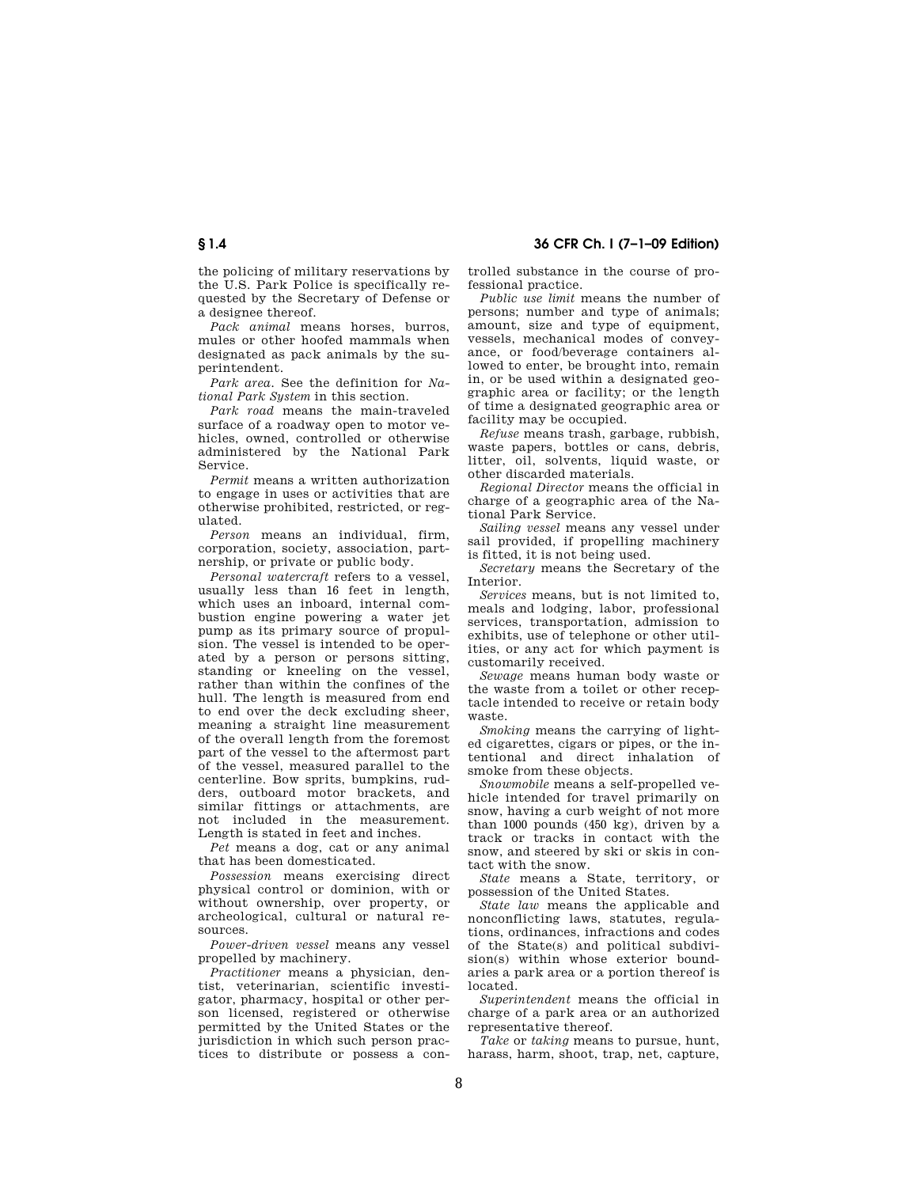the policing of military reservations by the U.S. Park Police is specifically requested by the Secretary of Defense or a designee thereof.

*Pack animal* means horses, burros, mules or other hoofed mammals when designated as pack animals by the superintendent.

*Park area.* See the definition for *National Park System* in this section.

*Park road* means the main-traveled surface of a roadway open to motor vehicles, owned, controlled or otherwise administered by the National Park Service.

*Permit* means a written authorization to engage in uses or activities that are otherwise prohibited, restricted, or regulated.

*Person* means an individual, firm, corporation, society, association, partnership, or private or public body.

*Personal watercraft* refers to a vessel, usually less than 16 feet in length, which uses an inboard, internal combustion engine powering a water jet pump as its primary source of propulsion. The vessel is intended to be operated by a person or persons sitting, standing or kneeling on the vessel, rather than within the confines of the hull. The length is measured from end to end over the deck excluding sheer, meaning a straight line measurement of the overall length from the foremost part of the vessel to the aftermost part of the vessel, measured parallel to the centerline. Bow sprits, bumpkins, rudders, outboard motor brackets, and similar fittings or attachments, are not included in the measurement. Length is stated in feet and inches.

*Pet* means a dog, cat or any animal that has been domesticated.

*Possession* means exercising direct physical control or dominion, with or without ownership, over property, or archeological, cultural or natural resources.

*Power-driven vessel* means any vessel propelled by machinery.

*Practitioner* means a physician, dentist, veterinarian, scientific investigator, pharmacy, hospital or other person licensed, registered or otherwise permitted by the United States or the jurisdiction in which such person practices to distribute or possess a controlled substance in the course of professional practice.

*Public use limit* means the number of persons; number and type of animals; amount, size and type of equipment, vessels, mechanical modes of conveyance, or food/beverage containers allowed to enter, be brought into, remain in, or be used within a designated geographic area or facility; or the length of time a designated geographic area or facility may be occupied.

*Refuse* means trash, garbage, rubbish, waste papers, bottles or cans, debris, litter, oil, solvents, liquid waste, or other discarded materials.

*Regional Director* means the official in charge of a geographic area of the National Park Service.

*Sailing vessel* means any vessel under sail provided, if propelling machinery is fitted, it is not being used.

*Secretary* means the Secretary of the Interior.

*Services* means, but is not limited to, meals and lodging, labor, professional services, transportation, admission to exhibits, use of telephone or other utilities, or any act for which payment is customarily received.

*Sewage* means human body waste or the waste from a toilet or other receptacle intended to receive or retain body waste.

*Smoking* means the carrying of lighted cigarettes, cigars or pipes, or the intentional and direct inhalation of smoke from these objects.

*Snowmobile* means a self-propelled vehicle intended for travel primarily on snow, having a curb weight of not more than 1000 pounds (450 kg), driven by a track or tracks in contact with the snow, and steered by ski or skis in contact with the snow.

*State* means a State, territory, or possession of the United States.

*State law* means the applicable and nonconflicting laws, statutes, regulations, ordinances, infractions and codes of the State(s) and political subdivision(s) within whose exterior boundaries a park area or a portion thereof is located.

*Superintendent* means the official in charge of a park area or an authorized representative thereof.

*Take* or *taking* means to pursue, hunt, harass, harm, shoot, trap, net, capture,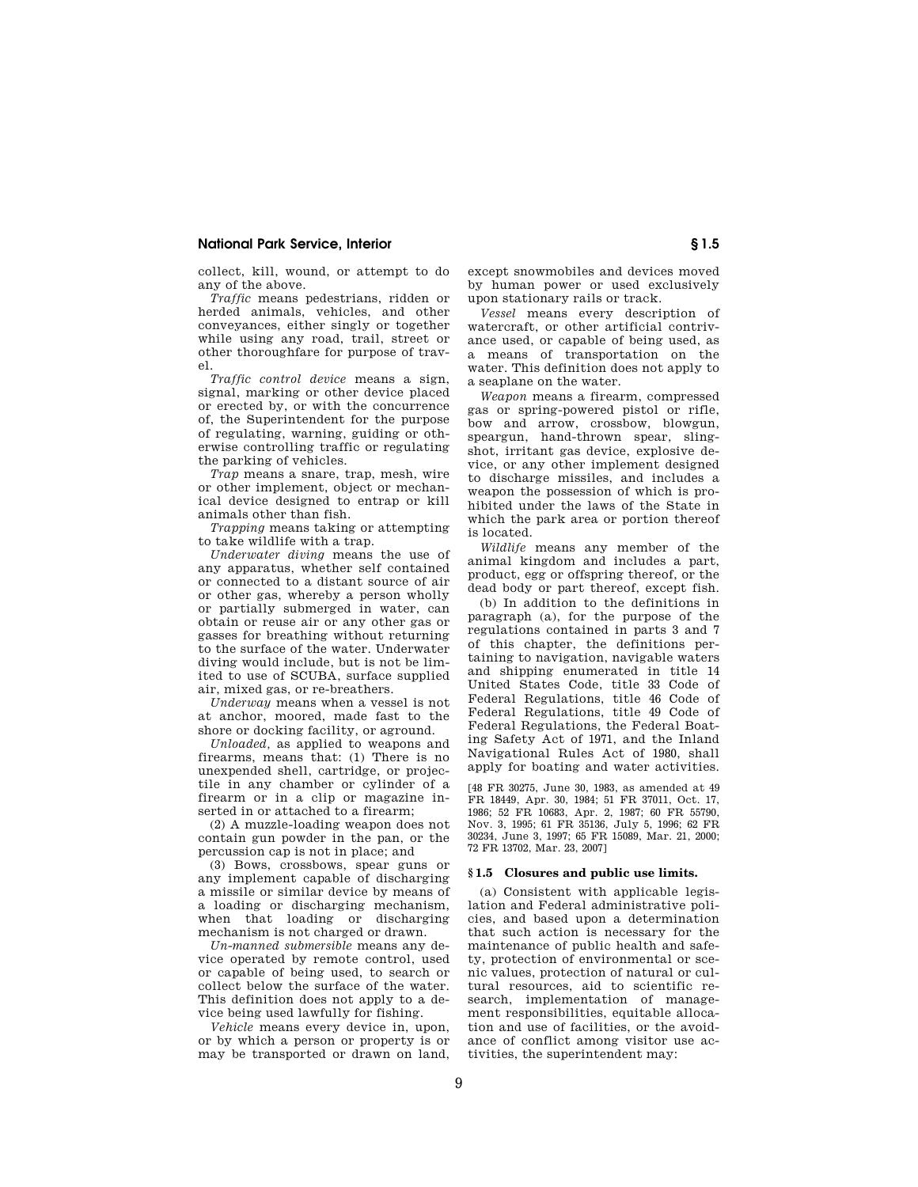collect, kill, wound, or attempt to do any of the above.

*Traffic* means pedestrians, ridden or herded animals, vehicles, and other conveyances, either singly or together while using any road, trail, street or other thoroughfare for purpose of travel.

*Traffic control device* means a sign, signal, marking or other device placed or erected by, or with the concurrence of, the Superintendent for the purpose of regulating, warning, guiding or otherwise controlling traffic or regulating the parking of vehicles.

*Trap* means a snare, trap, mesh, wire or other implement, object or mechanical device designed to entrap or kill animals other than fish.

*Trapping* means taking or attempting to take wildlife with a trap.

*Underwater diving* means the use of any apparatus, whether self contained or connected to a distant source of air or other gas, whereby a person wholly or partially submerged in water, can obtain or reuse air or any other gas or gasses for breathing without returning to the surface of the water. Underwater diving would include, but is not be limited to use of SCUBA, surface supplied air, mixed gas, or re-breathers.

*Underway* means when a vessel is not at anchor, moored, made fast to the shore or docking facility, or aground.

*Unloaded*, as applied to weapons and firearms, means that: (1) There is no unexpended shell, cartridge, or projectile in any chamber or cylinder of a firearm or in a clip or magazine inserted in or attached to a firearm;

(2) A muzzle-loading weapon does not contain gun powder in the pan, or the percussion cap is not in place; and

(3) Bows, crossbows, spear guns or any implement capable of discharging a missile or similar device by means of a loading or discharging mechanism, when that loading or discharging mechanism is not charged or drawn.

*Un-manned submersible* means any device operated by remote control, used or capable of being used, to search or collect below the surface of the water. This definition does not apply to a device being used lawfully for fishing.

*Vehicle* means every device in, upon, or by which a person or property is or may be transported or drawn on land, except snowmobiles and devices moved by human power or used exclusively upon stationary rails or track.

*Vessel* means every description of watercraft, or other artificial contrivance used, or capable of being used, as a means of transportation on the water. This definition does not apply to a seaplane on the water.

*Weapon* means a firearm, compressed gas or spring-powered pistol or rifle, bow and arrow, crossbow, blowgun, speargun, hand-thrown spear, slingshot, irritant gas device, explosive device, or any other implement designed to discharge missiles, and includes a weapon the possession of which is prohibited under the laws of the State in which the park area or portion thereof is located.

*Wildlife* means any member of the animal kingdom and includes a part, product, egg or offspring thereof, or the dead body or part thereof, except fish.

(b) In addition to the definitions in paragraph (a), for the purpose of the regulations contained in parts 3 and 7 of this chapter, the definitions pertaining to navigation, navigable waters and shipping enumerated in title 14 United States Code, title 33 Code of Federal Regulations, title 46 Code of Federal Regulations, title 49 Code of Federal Regulations, the Federal Boating Safety Act of 1971, and the Inland Navigational Rules Act of 1980, shall apply for boating and water activities.

[48 FR 30275, June 30, 1983, as amended at 49 FR 18449, Apr. 30, 1984; 51 FR 37011, Oct. 17, 1986; 52 FR 10683, Apr. 2, 1987; 60 FR 55790, Nov. 3, 1995; 61 FR 35136, July 5, 1996; 62 FR 30234, June 3, 1997; 65 FR 15089, Mar. 21, 2000; 72 FR 13702, Mar. 23, 2007]

### § 1.5 Closures and public use limits.

(a) Consistent with applicable legislation and Federal administrative policies, and based upon a determination that such action is necessary for the maintenance of public health and safety, protection of environmental or scenic values, protection of natural or cultural resources, aid to scientific research, implementation of management responsibilities, equitable allocation and use of facilities, or the avoidance of conflict among visitor use activities, the superintendent may: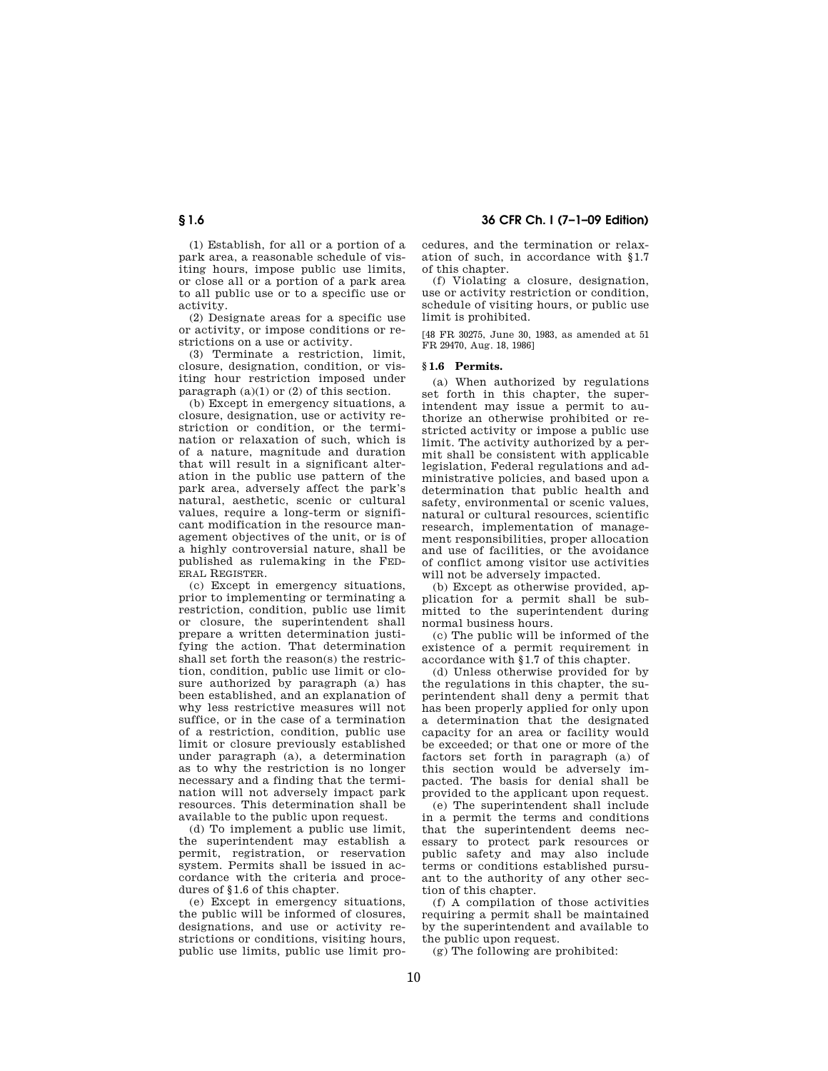(1) Establish, for all or a portion of a park area, a reasonable schedule of visiting hours, impose public use limits, or close all or a portion of a park area to all public use or to a specific use or activity.

(2) Designate areas for a specific use or activity, or impose conditions or restrictions on a use or activity.

(3) Terminate a restriction, limit, closure, designation, condition, or visiting hour restriction imposed under paragraph (a)(1) or (2) of this section.

(b) Except in emergency situations, a closure, designation, use or activity restriction or condition, or the termination or relaxation of such, which is of a nature, magnitude and duration that will result in a significant alteration in the public use pattern of the park area, adversely affect the park's natural, aesthetic, scenic or cultural values, require a long-term or significant modification in the resource management objectives of the unit, or is of a highly controversial nature, shall be published as rulemaking in the FEDERAL REGISTER.

(c) Except in emergency situations, prior to implementing or terminating a restriction, condition, public use limit or closure, the superintendent shall prepare a written determination justifying the action. That determination shall set forth the reason(s) the restriction, condition, public use limit or closure authorized by paragraph (a) has been established, and an explanation of why less restrictive measures will not suffice, or in the case of a termination of a restriction, condition, public use limit or closure previously established under paragraph (a), a determination as to why the restriction is no longer necessary and a finding that the termination will not adversely impact park resources. This determination shall be available to the public upon request.

(d) To implement a public use limit, the superintendent may establish a permit, registration, or reservation system. Permits shall be issued in accordance with the criteria and procedures of §1.6 of this chapter.

(e) Except in emergency situations, the public will be informed of closures, designations, and use or activity restrictions or conditions, visiting hours, public use limits, public use limit procedures, and the termination or relaxation of such, in accordance with §1.7 of this chapter.

(f) Violating a closure, designation, use or activity restriction or condition, schedule of visiting hours, or public use limit is prohibited.

[48 FR 30275, June 30, 1983, as amended at 51 FR 29470, Aug. 18, 1986]

## §1.6 Permits.

(a) When authorized by regulations set forth in this chapter, the superintendent may issue a permit to authorize an otherwise prohibited or restricted activity or impose a public use limit. The activity authorized by a permit shall be consistent with applicable legislation, Federal regulations and administrative policies, and based upon a determination that public health and safety, environmental or scenic values, natural or cultural resources, scientific research, implementation of management responsibilities, proper allocation and use of facilities, or the avoidance of conflict among visitor use activities will not be adversely impacted.

(b) Except as otherwise provided, application for a permit shall be submitted to the superintendent during normal business hours.

(c) The public will be informed of the existence of a permit requirement in accordance with §1.7 of this chapter.

(d) Unless otherwise provided for by the regulations in this chapter, the superintendent shall deny a permit that has been properly applied for only upon a determination that the designated capacity for an area or facility would be exceeded; or that one or more of the factors set forth in paragraph (a) of this section would be adversely impacted. The basis for denial shall be provided to the applicant upon request.

(e) The superintendent shall include in a permit the terms and conditions that the superintendent deems necessary to protect park resources or public safety and may also include terms or conditions established pursuant to the authority of any other section of this chapter.

(f) A compilation of those activities requiring a permit shall be maintained by the superintendent and available to the public upon request.

(g) The following are prohibited: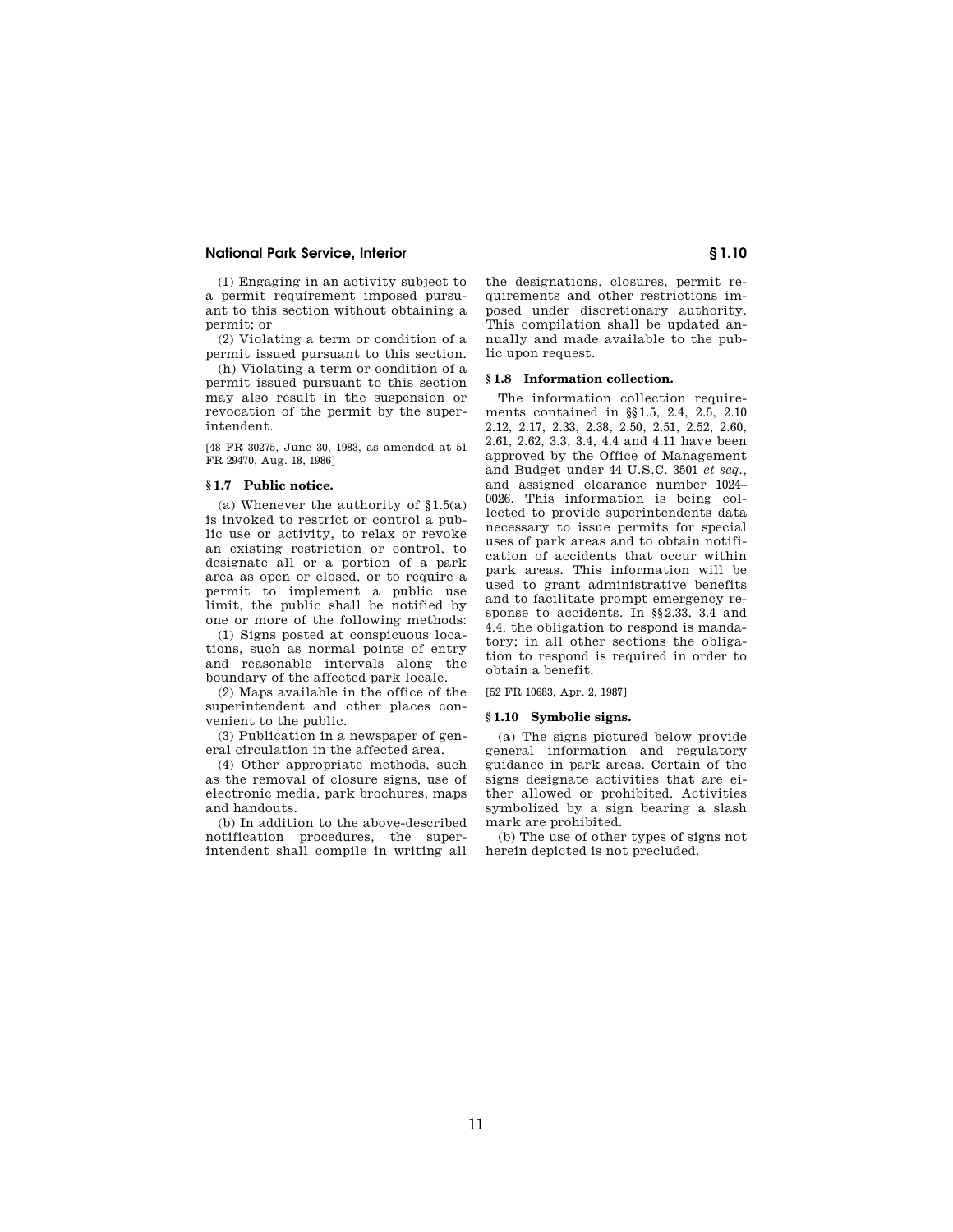(1) Engaging in an activity subject to a permit requirement imposed pursuant to this section without obtaining a permit; or

(2) Violating a term or condition of a permit issued pursuant to this section.

(h) Violating a term or condition of a permit issued pursuant to this section may also result in the suspension or revocation of the permit by the superintendent.

[48 FR 30275, June 30, 1983, as amended at 51 FR 29470, Aug. 18, 1986]

### § 1.7 Public notice.

(a) Whenever the authority of § 1.5(a) is invoked to restrict or control a public use or activity, to relax or revoke an existing restriction or control, to designate all or a portion of a park area as open or closed, or to require a permit to implement a public use limit, the public shall be notified by one or more of the following methods:

(1) Signs posted at conspicuous locations, such as normal points of entry and reasonable intervals along the boundary of the affected park locale.

(2) Maps available in the office of the superintendent and other places convenient to the public.

(3) Publication in a newspaper of general circulation in the affected area.

(4) Other appropriate methods, such as the removal of closure signs, use of electronic media, park brochures, maps and handouts.

(b) In addition to the above-described notification procedures, the superintendent shall compile in writing all the designations, closures, permit requirements and other restrictions imposed under discretionary authority. This compilation shall be updated annually and made available to the public upon request.

### § 1.8 Information collection.

The information collection requirements contained in §§ 1.5, 2.4, 2.5, 2.10 2.12, 2.17, 2.33, 2.38, 2.50, 2.51, 2.52, 2.60, 2.61, 2.62, 3.3, 3.4, 4.4 and 4.11 have been approved by the Office of Management and Budget under 44 U.S.C. 3501 *et seq.*, and assigned clearance number 1024–0026. This information is being collected to provide superintendents data necessary to issue permits for special uses of park areas and to obtain notification of accidents that occur within park areas. This information will be used to grant administrative benefits and to facilitate prompt emergency response to accidents. In §§ 2.33, 3.4 and 4.4, the obligation to respond is mandatory; in all other sections the obligation to respond is required in order to obtain a benefit.

[52 FR 10683, Apr. 2, 1987]

### § 1.10 Symbolic signs.

(a) The signs pictured below provide general information and regulatory guidance in park areas. Certain of the signs designate activities that are either allowed or prohibited. Activities symbolized by a sign bearing a slash mark are prohibited.

(b) The use of other types of signs not herein depicted is not precluded.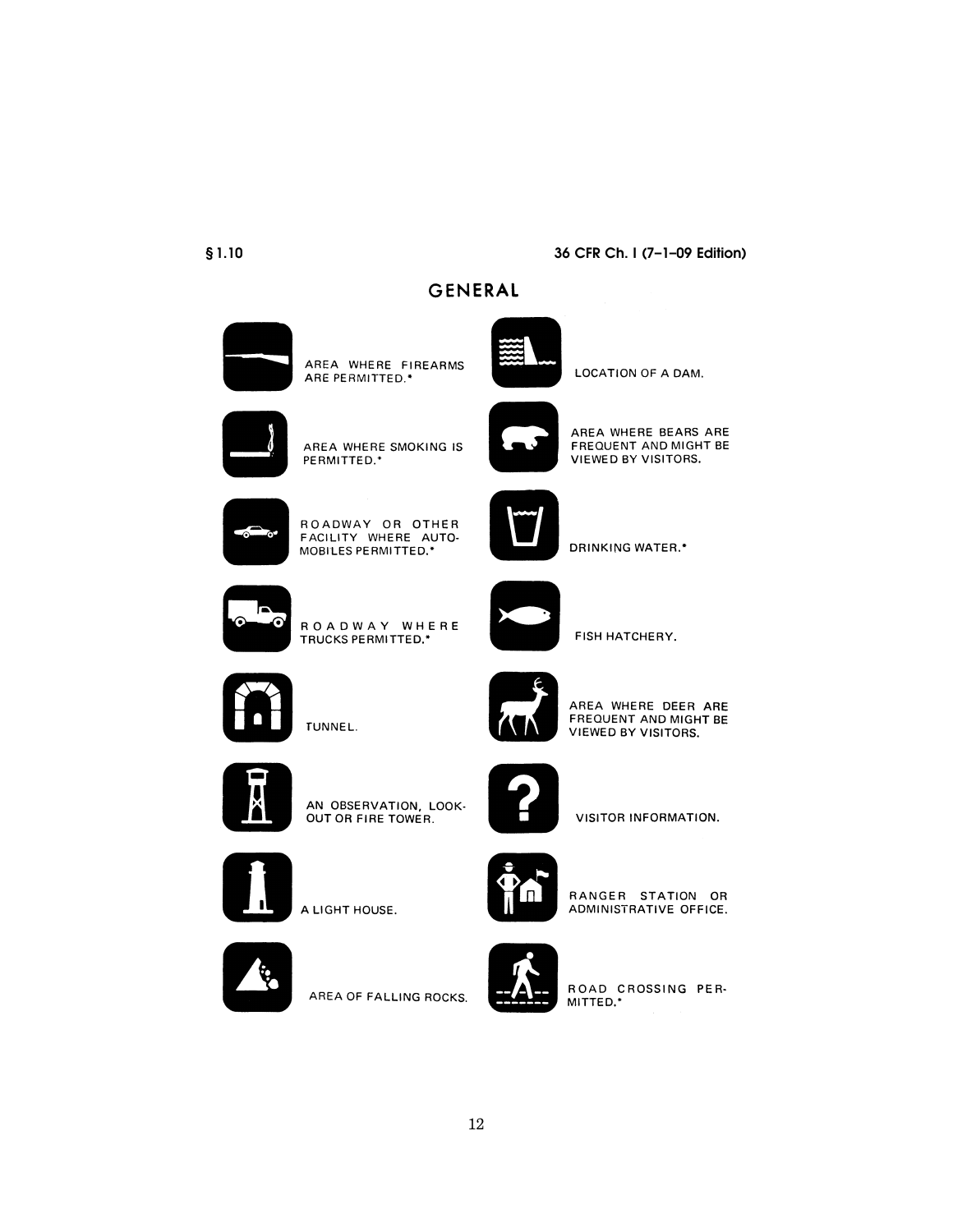## GENERAL

AREA WHERE FIREARMS ARE PERMITTED.*

AREA WHERE SMOKING IS PERMITTED.*

ROADWAY OR OTHER FACILITY WHERE AUTOMOBILES PERMITTED.*

ROADWAY WHERE TRUCKS PERMITTED.*

TUNNEL.

AN OBSERVATION, LOOK-OUT OR FIRE TOWER.

A LIGHT HOUSE.

AREA OF FALLING ROCKS.

LOCATION OF A DAM.

AREA WHERE BEARS ARE FREQUENT AND MIGHT BE VIEWED BY VISITORS.

DRINKING WATER.*

FISH HATCHERY.

AREA WHERE DEER ARE FREQUENT AND MIGHT BE VIEWED BY VISITORS.

VISITOR INFORMATION.

RANGER STATION OR ADMINISTRATIVE OFFICE.

ROAD CROSSING PERMITTED.*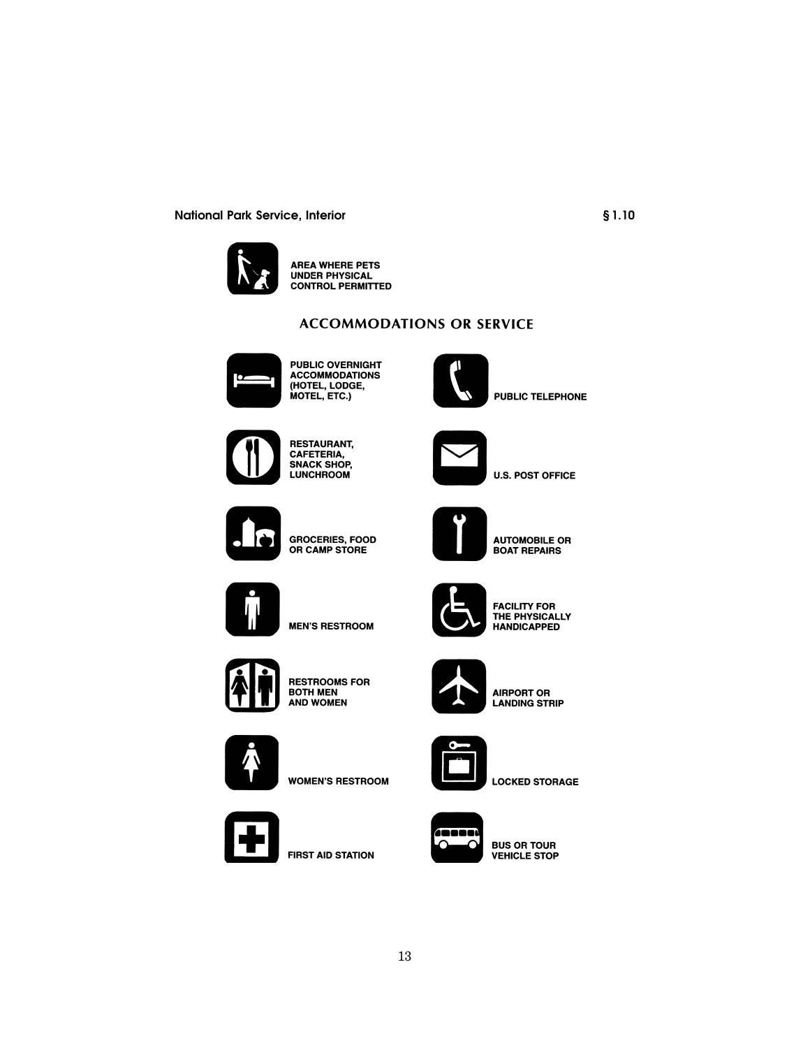AREA WHERE PETS UNDER PHYSICAL CONTROL PERMITTED

## ACCOMMODATIONS OR SERVICE

PUBLIC OVERNIGHT ACCOMMODATIONS (HOTEL, LODGE, MOTEL, ETC.)

RESTAURANT, CAFETERIA, SNACK SHOP, LUNCHROOM

GROCERIES, FOOD OR CAMP STORE

MEN'S RESTROOM

RESTROOMS FOR BOTH MEN AND WOMEN

WOMEN'S RESTROOM

FIRST AID STATION

PUBLIC TELEPHONE

U.S. POST OFFICE

AUTOMOBILE OR BOAT REPAIRS

FACILITY FOR THE PHYSICALLY HANDICAPPED

AIRPORT OR LANDING STRIP

LOCKED STORAGE

BUS OR TOUR VEHICLE STOP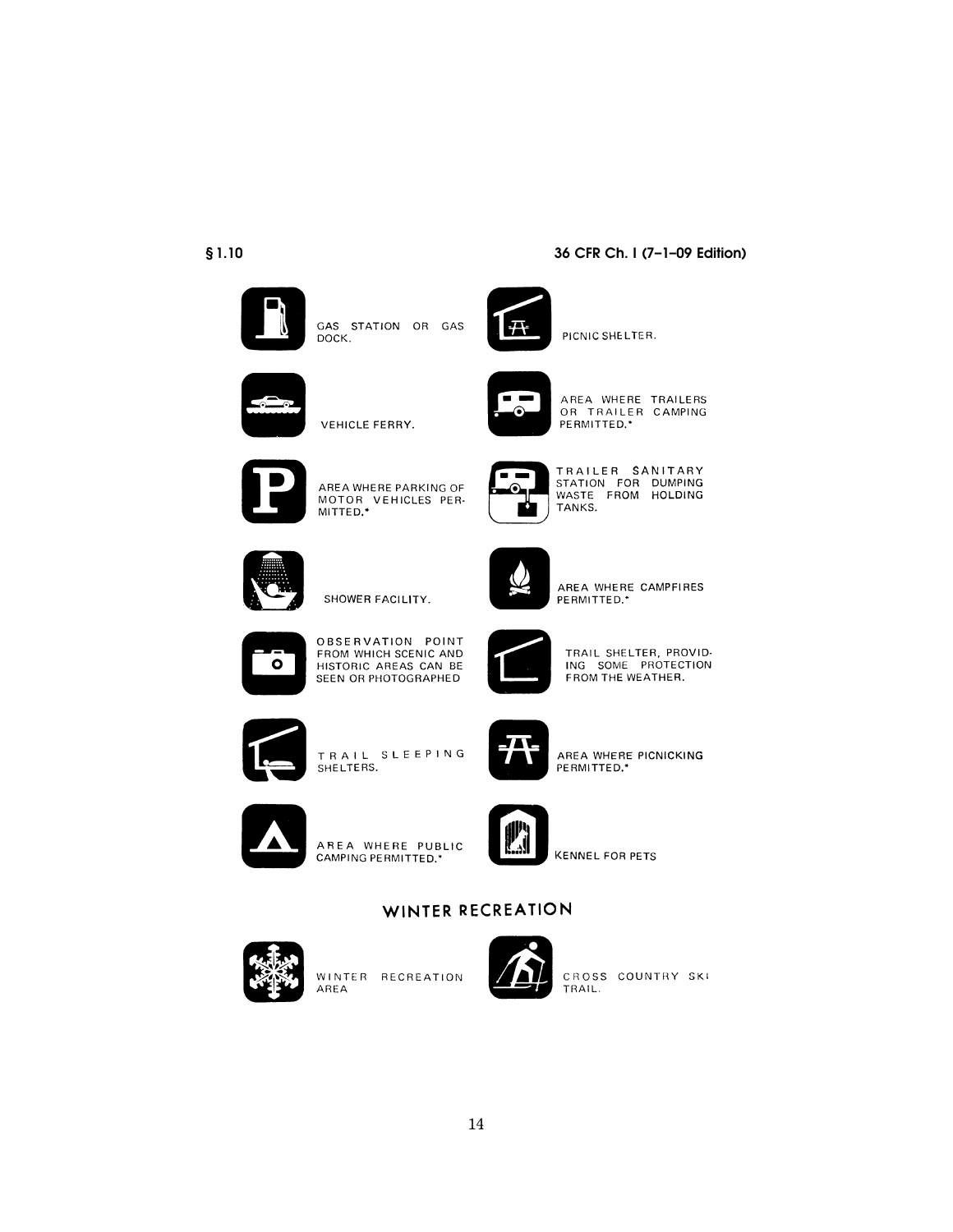GAS STATION OR GAS DOCK.

PICNIC SHELTER.

VEHICLE FERRY.

AREA WHERE TRAILERS OR TRAILER CAMPING PERMITTED.*

AREA WHERE PARKING OF MOTOR VEHICLES PERMITTED.*

TRAILER SANITARY STATION FOR DUMPING WASTE FROM HOLDING TANKS.

SHOWER FACILITY.

AREA WHERE CAMPFIRES PERMITTED.*

OBSERVATION POINT FROM WHICH SCENIC AND HISTORIC AREAS CAN BE SEEN OR PHOTOGRAPHED

TRAIL SHELTER, PROVIDING SOME PROTECTION FROM THE WEATHER.

TRAIL SLEEPING SHELTERS.

AREA WHERE PICNICKING PERMITTED.*

AREA WHERE PUBLIC CAMPING PERMITTED.*

KENNEL FOR PETS

## WINTER RECREATION

WINTER RECREATION AREA

CROSS COUNTRY SKI TRAIL.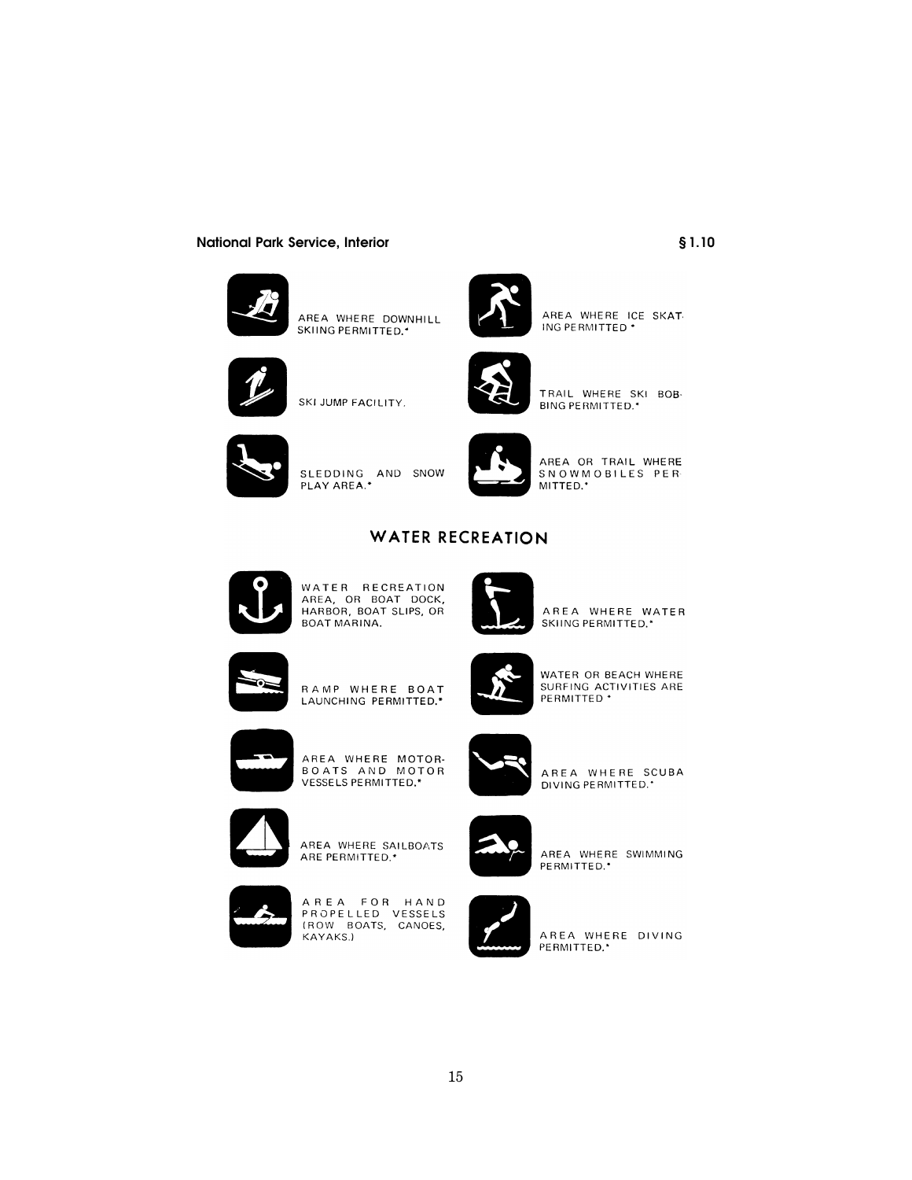AREA WHERE DOWNHILL SKIING PERMITTED.*

AREA WHERE ICE SKATING PERMITTED *

SKI JUMP FACILITY.

TRAIL WHERE SKI BOBBING PERMITTED.*

SLEDDING AND SNOW PLAY AREA.*

AREA OR TRAIL WHERE SNOWMOBILES PERMITTED.*

## WATER RECREATION

WATER RECREATION AREA, OR BOAT DOCK, HARBOR, BOAT SLIPS, OR BOAT MARINA.

AREA WHERE WATER SKIING PERMITTED.*

RAMP WHERE BOAT LAUNCHING PERMITTED.*

WATER OR BEACH WHERE SURFING ACTIVITIES ARE PERMITTED *

AREA WHERE MOTORBOATS AND MOTOR VESSELS PERMITTED.*

AREA WHERE SCUBA DIVING PERMITTED.*

AREA WHERE SAILBOATS ARE PERMITTED.*

AREA WHERE SWIMMING PERMITTED.*

AREA FOR HAND PROPELLED VESSELS (ROW BOATS, CANOES, KAYAKS.)

AREA WHERE DIVING PERMITTED.*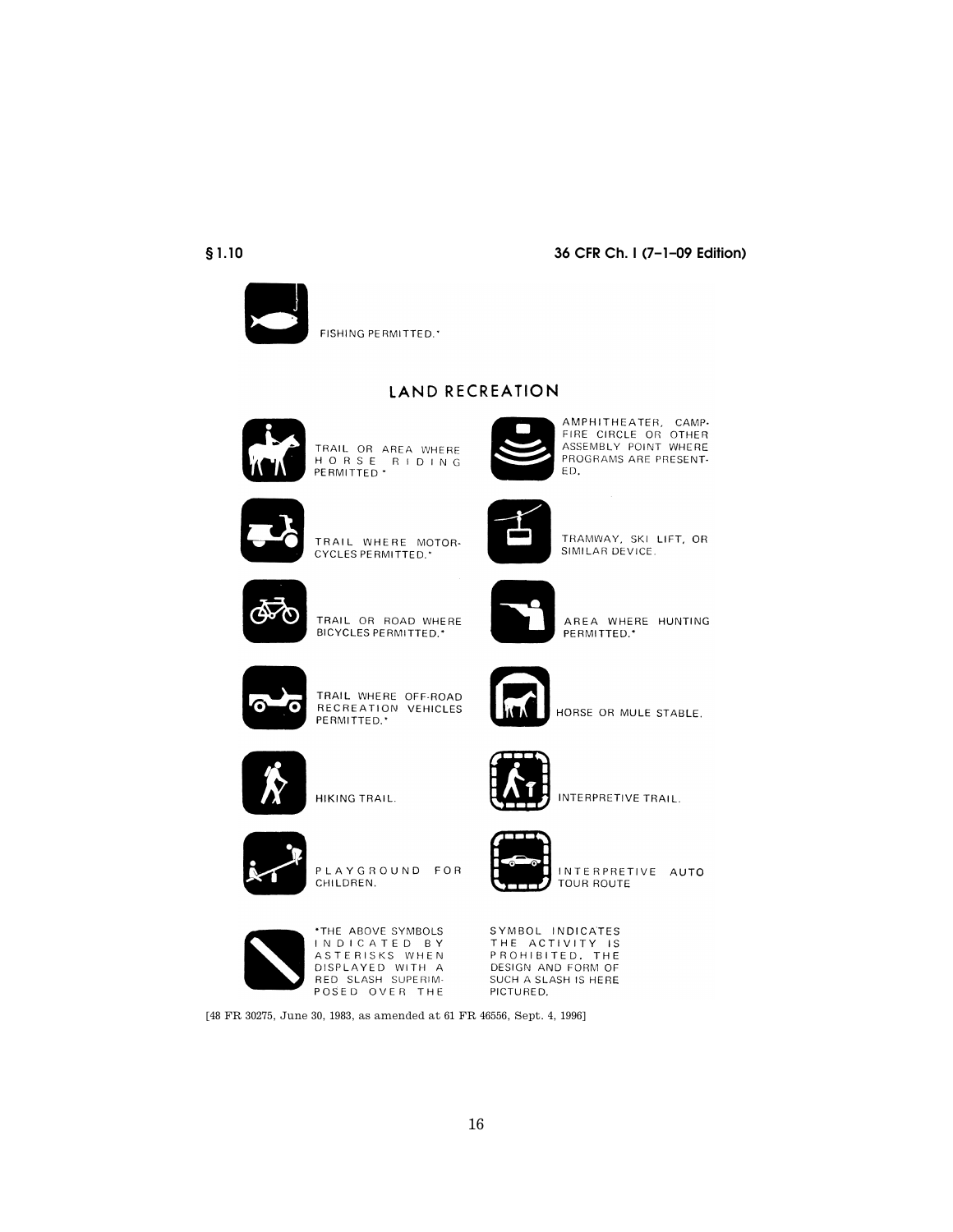FISHING PERMITTED.*

## LAND RECREATION

TRAIL OR AREA WHERE HORSE RIDING PERMITTED *

TRAIL WHERE MOTORCYCLES PERMITTED.*

TRAIL OR ROAD WHERE BICYCLES PERMITTED.*

TRAIL WHERE OFF-ROAD RECREATION VEHICLES PERMITTED.*

HIKING TRAIL.

PLAYGROUND FOR CHILDREN.

AMPHITHEATER, CAMPFIRE CIRCLE OR OTHER ASSEMBLY POINT WHERE PROGRAMS ARE PRESENTED.

TRAMWAY, SKI LIFT, OR SIMILAR DEVICE.

AREA WHERE HUNTING PERMITTED.*

HORSE OR MULE STABLE.

INTERPRETIVE TRAIL.

INTERPRETIVE AUTO TOUR ROUTE

*THE ABOVE SYMBOLS INDICATED BY ASTERISKS WHEN DISPLAYED WITH A RED SLASH SUPERIMPOSED OVER THE SYMBOL INDICATES THE ACTIVITY IS PROHIBITED. THE DESIGN AND FORM OF SUCH A SLASH IS HERE PICTURED.

[48 FR 30275, June 30, 1983, as amended at 61 FR 46556, Sept. 4, 1996]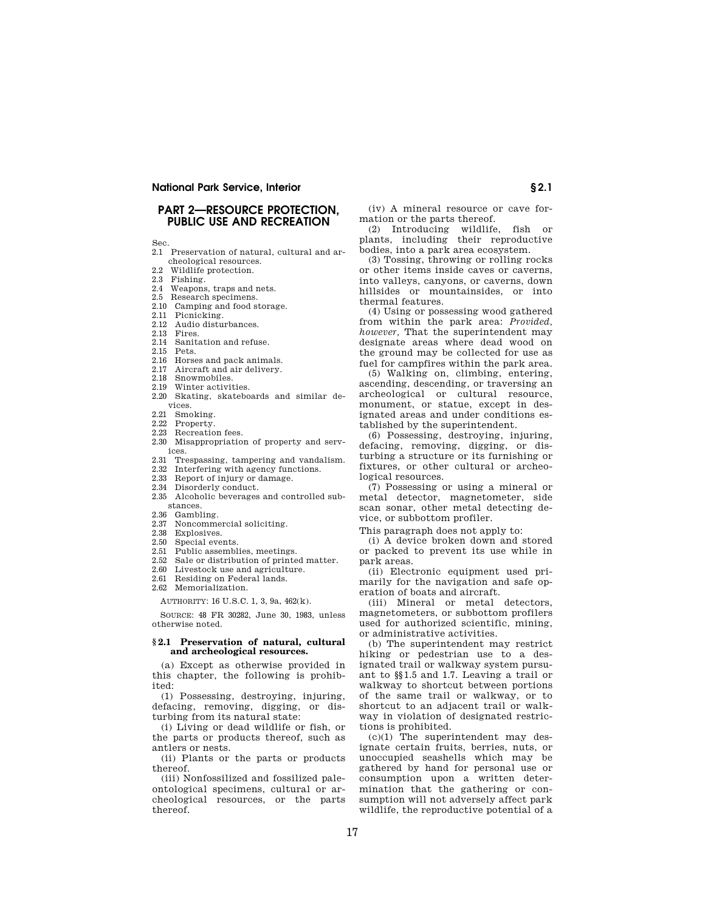# PART 2—RESOURCE PROTECTION, PUBLIC USE AND RECREATION

Sec.
2.1 Preservation of natural, cultural and archeological resources.
2.2 Wildlife protection.
2.3 Fishing.
2.4 Weapons, traps and nets.
2.5 Research specimens.
2.10 Camping and food storage.
2.11 Picnicking.
2.12 Audio disturbances.
2.13 Fires.
2.14 Sanitation and refuse.
2.15 Pets.
2.16 Horses and pack animals.
2.17 Aircraft and air delivery.
2.18 Snowmobiles.
2.19 Winter activities.
2.20 Skating, skateboards and similar devices.
2.21 Smoking.
2.22 Property.
2.23 Recreation fees.
2.30 Misappropriation of property and services.
2.31 Trespassing, tampering and vandalism.
2.32 Interfering with agency functions.
2.33 Report of injury or damage.
2.34 Disorderly conduct.
2.35 Alcoholic beverages and controlled substances.
2.36 Gambling.
2.37 Noncommercial soliciting.
2.38 Explosives.
2.50 Special events.
2.51 Public assemblies, meetings.
2.52 Sale or distribution of printed matter.
2.60 Livestock use and agriculture.
2.61 Residing on Federal lands.
2.62 Memorialization.

AUTHORITY: 16 U.S.C. 1, 3, 9a, 462(k).

SOURCE: 48 FR 30282, June 30, 1983, unless otherwise noted.

### § 2.1 Preservation of natural, cultural and archeological resources.

(a) Except as otherwise provided in this chapter, the following is prohibited:

(1) Possessing, destroying, injuring, defacing, removing, digging, or disturbing from its natural state:

(i) Living or dead wildlife or fish, or the parts or products thereof, such as antlers or nests.

(ii) Plants or the parts or products thereof.

(iii) Nonfossilized and fossilized paleontological specimens, cultural or archeological resources, or the parts thereof.

(iv) A mineral resource or cave formation or the parts thereof.

(2) Introducing wildlife, fish or plants, including their reproductive bodies, into a park area ecosystem.

(3) Tossing, throwing or rolling rocks or other items inside caves or caverns, into valleys, canyons, or caverns, down hillsides or mountainsides, or into thermal features.

(4) Using or possessing wood gathered from within the park area: *Provided, however*, That the superintendent may designate areas where dead wood on the ground may be collected for use as fuel for campfires within the park area.

(5) Walking on, climbing, entering, ascending, descending, or traversing an archeological or cultural resource, monument, or statue, except in designated areas and under conditions established by the superintendent.

(6) Possessing, destroying, injuring, defacing, removing, digging, or disturbing a structure or its furnishing or fixtures, or other cultural or archeological resources.

(7) Possessing or using a mineral or metal detector, magnetometer, side scan sonar, other metal detecting device, or subbottom profiler.

This paragraph does not apply to:

(i) A device broken down and stored or packed to prevent its use while in park areas.

(ii) Electronic equipment used primarily for the navigation and safe operation of boats and aircraft.

(iii) Mineral or metal detectors, magnetometers, or subbottom profilers used for authorized scientific, mining, or administrative activities.

(b) The superintendent may restrict hiking or pedestrian use to a designated trail or walkway system pursuant to §§1.5 and 1.7. Leaving a trail or walkway to shortcut between portions of the same trail or walkway, or to shortcut to an adjacent trail or walkway in violation of designated restrictions is prohibited.

(c)(1) The superintendent may designate certain fruits, berries, nuts, or unoccupied seashells which may be gathered by hand for personal use or consumption upon a written determination that the gathering or consumption will not adversely affect park wildlife, the reproductive potential of a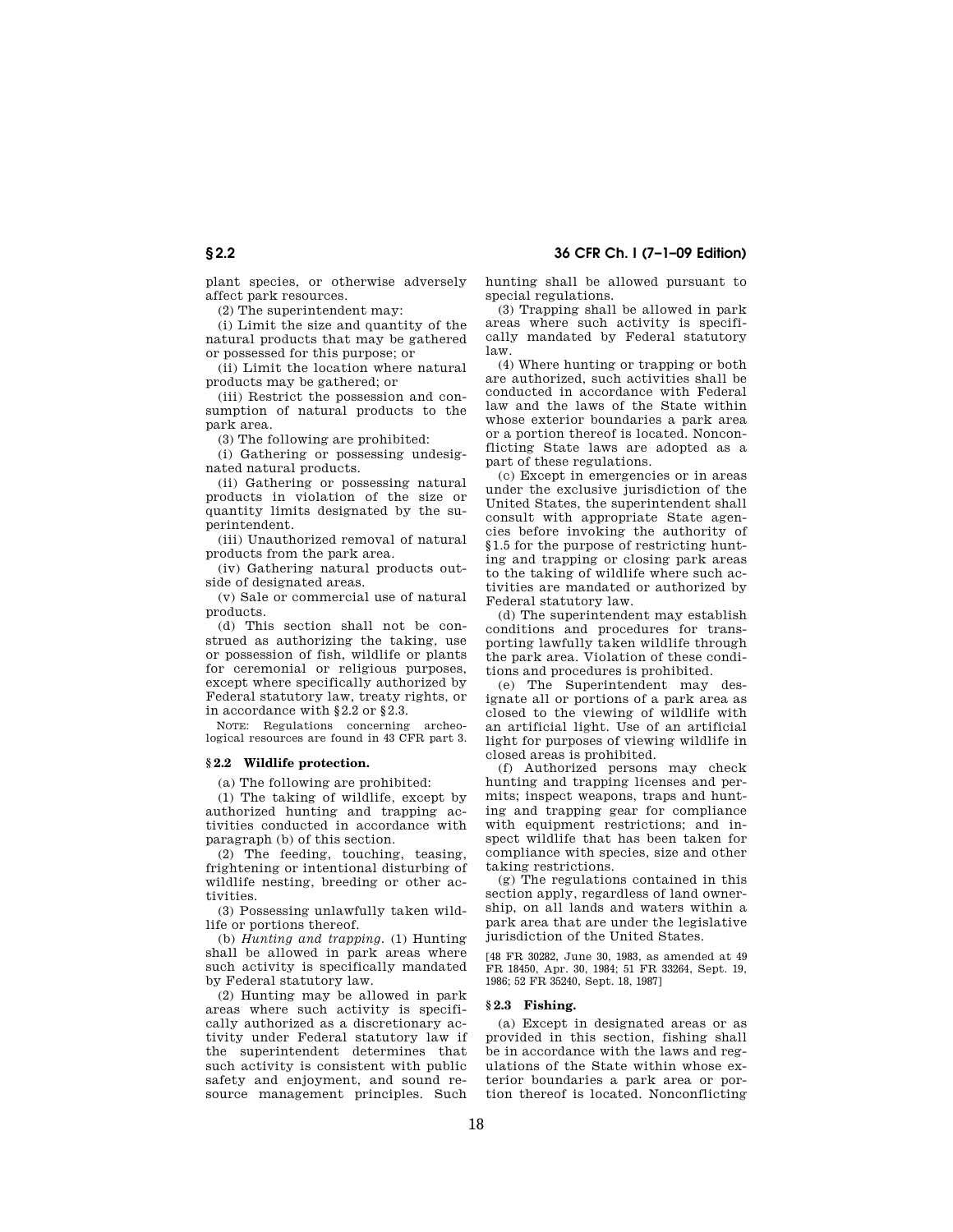plant species, or otherwise adversely affect park resources.

(2) The superintendent may:

(i) Limit the size and quantity of the natural products that may be gathered or possessed for this purpose; or

(ii) Limit the location where natural products may be gathered; or

(iii) Restrict the possession and consumption of natural products to the park area.

(3) The following are prohibited:

(i) Gathering or possessing undesignated natural products.

(ii) Gathering or possessing natural products in violation of the size or quantity limits designated by the superintendent.

(iii) Unauthorized removal of natural products from the park area.

(iv) Gathering natural products outside of designated areas.

(v) Sale or commercial use of natural products.

(d) This section shall not be construed as authorizing the taking, use or possession of fish, wildlife or plants for ceremonial or religious purposes, except where specifically authorized by Federal statutory law, treaty rights, or in accordance with §2.2 or §2.3.

NOTE: Regulations concerning archeological resources are found in 43 CFR part 3.

## §2.2 Wildlife protection.

(a) The following are prohibited:

(1) The taking of wildlife, except by authorized hunting and trapping activities conducted in accordance with paragraph (b) of this section.

(2) The feeding, touching, teasing, frightening or intentional disturbing of wildlife nesting, breeding or other activities.

(3) Possessing unlawfully taken wildlife or portions thereof.

(b) *Hunting and trapping.* (1) Hunting shall be allowed in park areas where such activity is specifically mandated by Federal statutory law.

(2) Hunting may be allowed in park areas where such activity is specifically authorized as a discretionary activity under Federal statutory law if the superintendent determines that such activity is consistent with public safety and enjoyment, and sound resource management principles. Such hunting shall be allowed pursuant to special regulations.

(3) Trapping shall be allowed in park areas where such activity is specifically mandated by Federal statutory law.

(4) Where hunting or trapping or both are authorized, such activities shall be conducted in accordance with Federal law and the laws of the State within whose exterior boundaries a park area or a portion thereof is located. Nonconflicting State laws are adopted as a part of these regulations.

(c) Except in emergencies or in areas under the exclusive jurisdiction of the United States, the superintendent shall consult with appropriate State agencies before invoking the authority of §1.5 for the purpose of restricting hunting and trapping or closing park areas to the taking of wildlife where such activities are mandated or authorized by Federal statutory law.

(d) The superintendent may establish conditions and procedures for transporting lawfully taken wildlife through the park area. Violation of these conditions and procedures is prohibited.

(e) The Superintendent may designate all or portions of a park area as closed to the viewing of wildlife with an artificial light. Use of an artificial light for purposes of viewing wildlife in closed areas is prohibited.

(f) Authorized persons may check hunting and trapping licenses and permits; inspect weapons, traps and hunting and trapping gear for compliance with equipment restrictions; and inspect wildlife that has been taken for compliance with species, size and other taking restrictions.

(g) The regulations contained in this section apply, regardless of land ownership, on all lands and waters within a park area that are under the legislative jurisdiction of the United States.

[48 FR 30282, June 30, 1983, as amended at 49 FR 18450, Apr. 30, 1984; 51 FR 33264, Sept. 19, 1986; 52 FR 35240, Sept. 18, 1987]

## §2.3 Fishing.

(a) Except in designated areas or as provided in this section, fishing shall be in accordance with the laws and regulations of the State within whose exterior boundaries a park area or portion thereof is located. Nonconflicting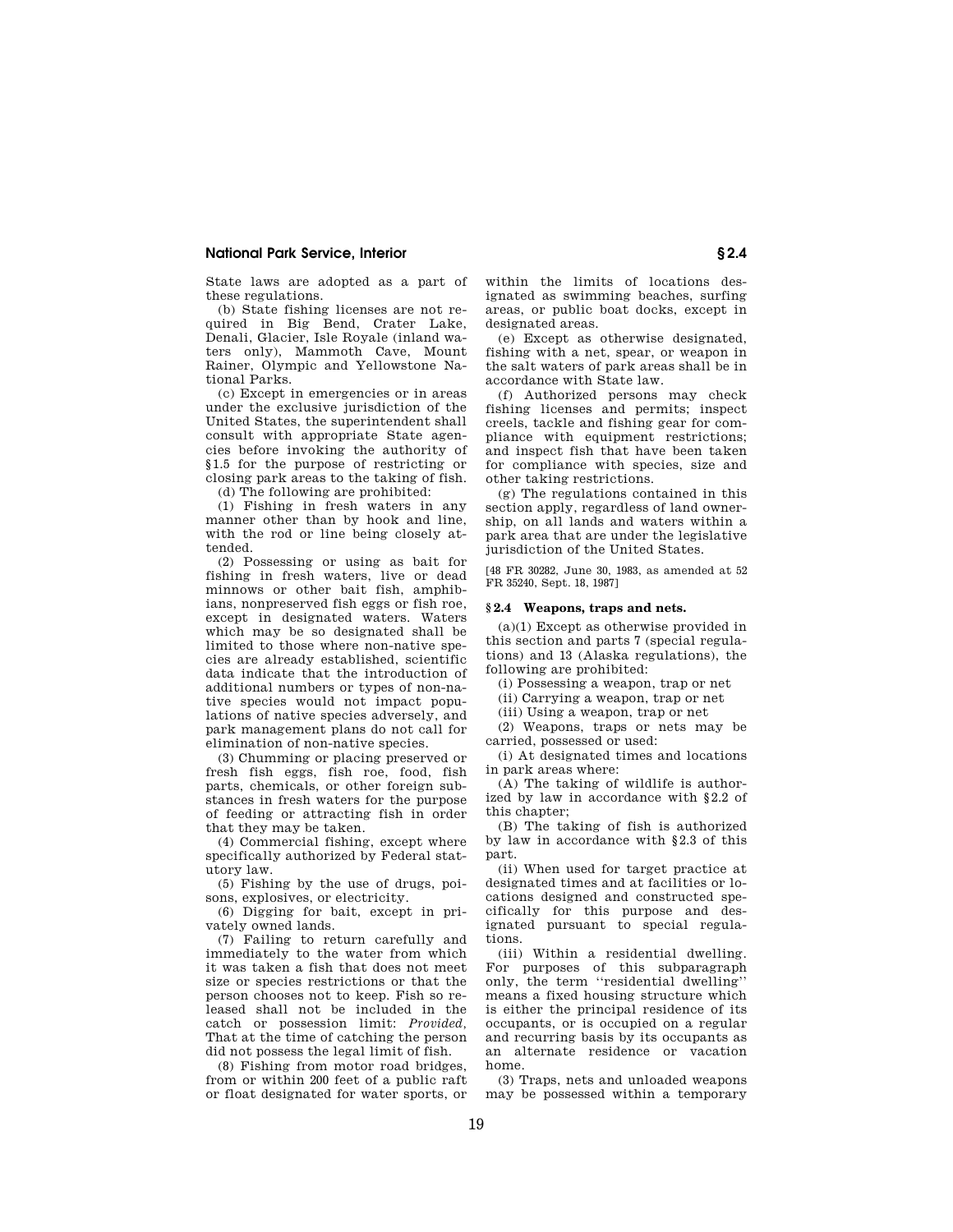State laws are adopted as a part of these regulations.

(b) State fishing licenses are not required in Big Bend, Crater Lake, Denali, Glacier, Isle Royale (inland waters only), Mammoth Cave, Mount Rainer, Olympic and Yellowstone National Parks.

(c) Except in emergencies or in areas under the exclusive jurisdiction of the United States, the superintendent shall consult with appropriate State agencies before invoking the authority of §1.5 for the purpose of restricting or closing park areas to the taking of fish.

(d) The following are prohibited:

(1) Fishing in fresh waters in any manner other than by hook and line, with the rod or line being closely attended.

(2) Possessing or using as bait for fishing in fresh waters, live or dead minnows or other bait fish, amphibians, nonpreserved fish eggs or fish roe, except in designated waters. Waters which may be so designated shall be limited to those where non-native species are already established, scientific data indicate that the introduction of additional numbers or types of non-native species would not impact populations of native species adversely, and park management plans do not call for elimination of non-native species.

(3) Chumming or placing preserved or fresh fish eggs, fish roe, food, fish parts, chemicals, or other foreign substances in fresh waters for the purpose of feeding or attracting fish in order that they may be taken.

(4) Commercial fishing, except where specifically authorized by Federal statutory law.

(5) Fishing by the use of drugs, poisons, explosives, or electricity.

(6) Digging for bait, except in privately owned lands.

(7) Failing to return carefully and immediately to the water from which it was taken a fish that does not meet size or species restrictions or that the person chooses not to keep. Fish so released shall not be included in the catch or possession limit: *Provided*, That at the time of catching the person did not possess the legal limit of fish.

(8) Fishing from motor road bridges, from or within 200 feet of a public raft or float designated for water sports, or within the limits of locations designated as swimming beaches, surfing areas, or public boat docks, except in designated areas.

(e) Except as otherwise designated, fishing with a net, spear, or weapon in the salt waters of park areas shall be in accordance with State law.

(f) Authorized persons may check fishing licenses and permits; inspect creels, tackle and fishing gear for compliance with equipment restrictions; and inspect fish that have been taken for compliance with species, size and other taking restrictions.

(g) The regulations contained in this section apply, regardless of land ownership, on all lands and waters within a park area that are under the legislative jurisdiction of the United States.

[48 FR 30282, June 30, 1983, as amended at 52 FR 35240, Sept. 18, 1987]

### § 2.4 Weapons, traps and nets.

(a)(1) Except as otherwise provided in this section and parts 7 (special regulations) and 13 (Alaska regulations), the following are prohibited:

(i) Possessing a weapon, trap or net

(ii) Carrying a weapon, trap or net

(iii) Using a weapon, trap or net

(2) Weapons, traps or nets may be carried, possessed or used:

(i) At designated times and locations in park areas where:

(A) The taking of wildlife is authorized by law in accordance with §2.2 of this chapter;

(B) The taking of fish is authorized by law in accordance with §2.3 of this part.

(ii) When used for target practice at designated times and at facilities or locations designed and constructed specifically for this purpose and designated pursuant to special regulations.

(iii) Within a residential dwelling. For purposes of this subparagraph only, the term ''residential dwelling'' means a fixed housing structure which is either the principal residence of its occupants, or is occupied on a regular and recurring basis by its occupants as an alternate residence or vacation home.

(3) Traps, nets and unloaded weapons may be possessed within a temporary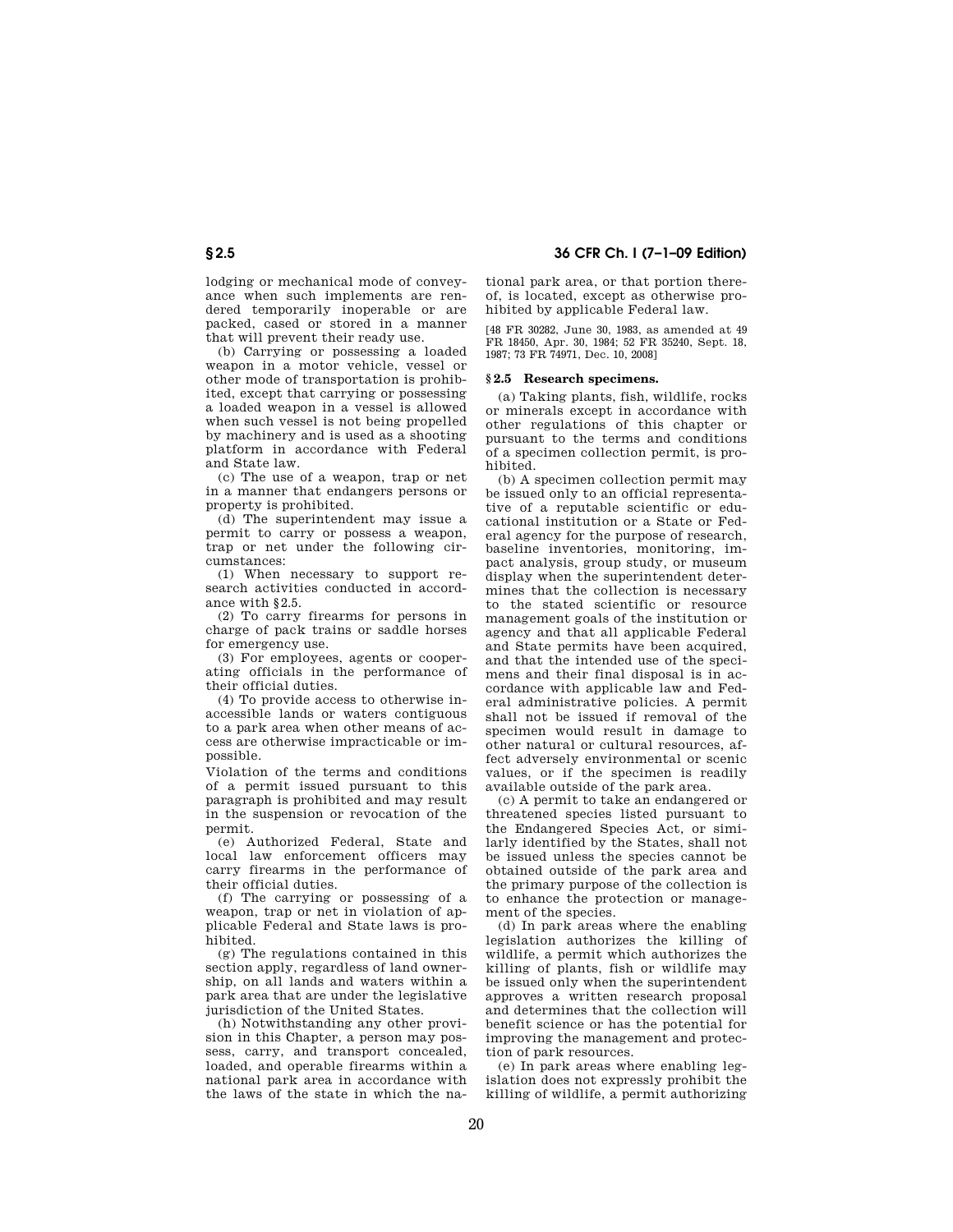lodging or mechanical mode of conveyance when such implements are rendered temporarily inoperable or are packed, cased or stored in a manner that will prevent their ready use.

(b) Carrying or possessing a loaded weapon in a motor vehicle, vessel or other mode of transportation is prohibited, except that carrying or possessing a loaded weapon in a vessel is allowed when such vessel is not being propelled by machinery and is used as a shooting platform in accordance with Federal and State law.

(c) The use of a weapon, trap or net in a manner that endangers persons or property is prohibited.

(d) The superintendent may issue a permit to carry or possess a weapon, trap or net under the following circumstances:

(1) When necessary to support research activities conducted in accordance with §2.5.

(2) To carry firearms for persons in charge of pack trains or saddle horses for emergency use.

(3) For employees, agents or cooperating officials in the performance of their official duties.

(4) To provide access to otherwise inaccessible lands or waters contiguous to a park area when other means of access are otherwise impracticable or impossible.

Violation of the terms and conditions of a permit issued pursuant to this paragraph is prohibited and may result in the suspension or revocation of the permit.

(e) Authorized Federal, State and local law enforcement officers may carry firearms in the performance of their official duties.

(f) The carrying or possessing of a weapon, trap or net in violation of applicable Federal and State laws is prohibited.

(g) The regulations contained in this section apply, regardless of land ownership, on all lands and waters within a park area that are under the legislative jurisdiction of the United States.

(h) Notwithstanding any other provision in this Chapter, a person may possess, carry, and transport concealed, loaded, and operable firearms within a national park area in accordance with the laws of the state in which the national park area, or that portion thereof, is located, except as otherwise prohibited by applicable Federal law.

[48 FR 30282, June 30, 1983, as amended at 49 FR 18450, Apr. 30, 1984; 52 FR 35240, Sept. 18, 1987; 73 FR 74971, Dec. 10, 2008]

### §2.5 Research specimens.

(a) Taking plants, fish, wildlife, rocks or minerals except in accordance with other regulations of this chapter or pursuant to the terms and conditions of a specimen collection permit, is prohibited.

(b) A specimen collection permit may be issued only to an official representative of a reputable scientific or educational institution or a State or Federal agency for the purpose of research, baseline inventories, monitoring, impact analysis, group study, or museum display when the superintendent determines that the collection is necessary to the stated scientific or resource management goals of the institution or agency and that all applicable Federal and State permits have been acquired, and that the intended use of the specimens and their final disposal is in accordance with applicable law and Federal administrative policies. A permit shall not be issued if removal of the specimen would result in damage to other natural or cultural resources, affect adversely environmental or scenic values, or if the specimen is readily available outside of the park area.

(c) A permit to take an endangered or threatened species listed pursuant to the Endangered Species Act, or similarly identified by the States, shall not be issued unless the species cannot be obtained outside of the park area and the primary purpose of the collection is to enhance the protection or management of the species.

(d) In park areas where the enabling legislation authorizes the killing of wildlife, a permit which authorizes the killing of plants, fish or wildlife may be issued only when the superintendent approves a written research proposal and determines that the collection will benefit science or has the potential for improving the management and protection of park resources.

(e) In park areas where enabling legislation does not expressly prohibit the killing of wildlife, a permit authorizing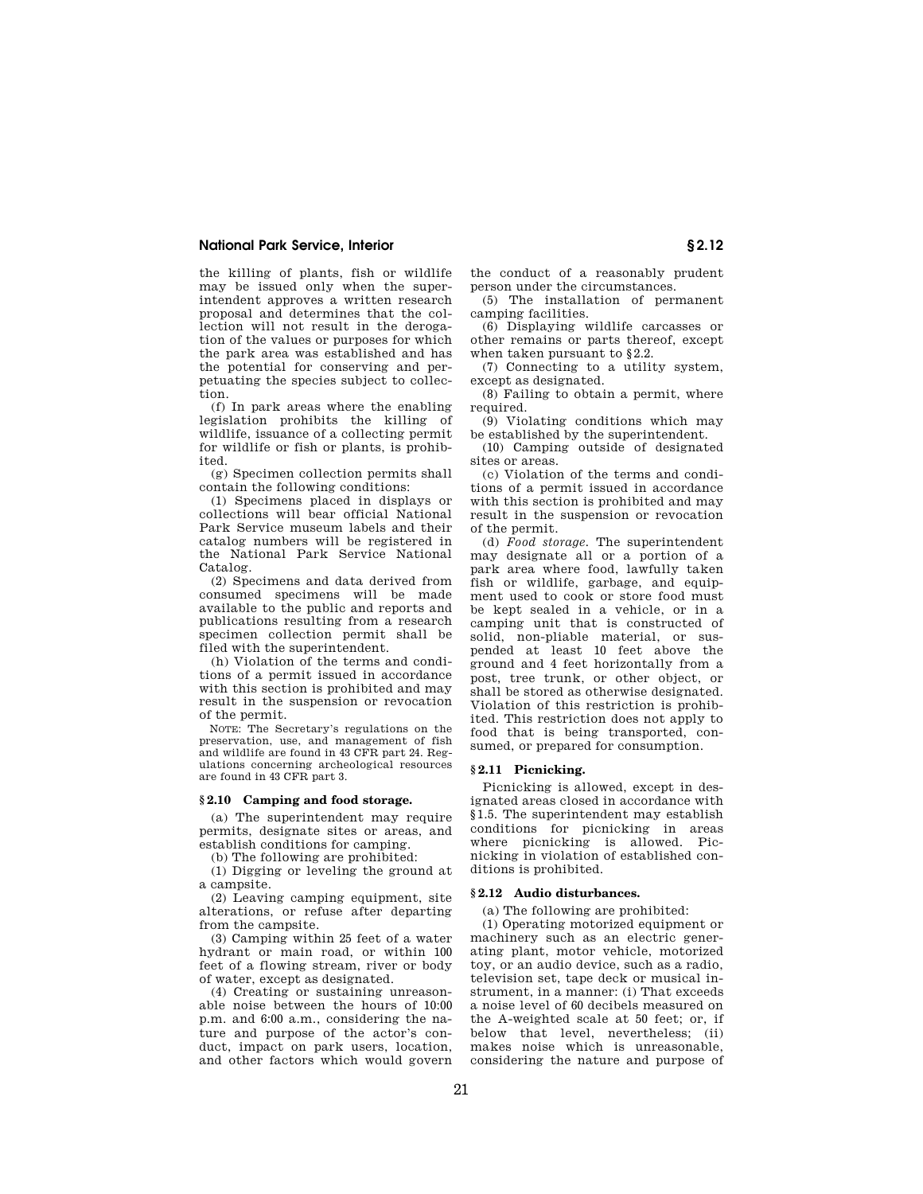the killing of plants, fish or wildlife may be issued only when the superintendent approves a written research proposal and determines that the collection will not result in the derogation of the values or purposes for which the park area was established and has the potential for conserving and perpetuating the species subject to collection.

(f) In park areas where the enabling legislation prohibits the killing of wildlife, issuance of a collecting permit for wildlife or fish or plants, is prohibited.

(g) Specimen collection permits shall contain the following conditions:

(1) Specimens placed in displays or collections will bear official National Park Service museum labels and their catalog numbers will be registered in the National Park Service National Catalog.

(2) Specimens and data derived from consumed specimens will be made available to the public and reports and publications resulting from a research specimen collection permit shall be filed with the superintendent.

(h) Violation of the terms and conditions of a permit issued in accordance with this section is prohibited and may result in the suspension or revocation of the permit.

NOTE: The Secretary's regulations on the preservation, use, and management of fish and wildlife are found in 43 CFR part 24. Regulations concerning archeological resources are found in 43 CFR part 3.

## § 2.10 Camping and food storage.

(a) The superintendent may require permits, designate sites or areas, and establish conditions for camping.

(b) The following are prohibited:

(1) Digging or leveling the ground at a campsite.

(2) Leaving camping equipment, site alterations, or refuse after departing from the campsite.

(3) Camping within 25 feet of a water hydrant or main road, or within 100 feet of a flowing stream, river or body of water, except as designated.

(4) Creating or sustaining unreasonable noise between the hours of 10:00 p.m. and 6:00 a.m., considering the nature and purpose of the actor's conduct, impact on park users, location, and other factors which would govern the conduct of a reasonably prudent person under the circumstances.

(5) The installation of permanent camping facilities.

(6) Displaying wildlife carcasses or other remains or parts thereof, except when taken pursuant to § 2.2.

(7) Connecting to a utility system, except as designated.

(8) Failing to obtain a permit, where required.

(9) Violating conditions which may be established by the superintendent.

(10) Camping outside of designated sites or areas.

(c) Violation of the terms and conditions of a permit issued in accordance with this section is prohibited and may result in the suspension or revocation of the permit.

(d) *Food storage.* The superintendent may designate all or a portion of a park area where food, lawfully taken fish or wildlife, garbage, and equipment used to cook or store food must be kept sealed in a vehicle, or in a camping unit that is constructed of solid, non-pliable material, or suspended at least 10 feet above the ground and 4 feet horizontally from a post, tree trunk, or other object, or shall be stored as otherwise designated. Violation of this restriction is prohibited. This restriction does not apply to food that is being transported, consumed, or prepared for consumption.

## § 2.11 Picnicking.

Picnicking is allowed, except in designated areas closed in accordance with § 1.5. The superintendent may establish conditions for picnicking in areas where picnicking is allowed. Picnicking in violation of established conditions is prohibited.

## § 2.12 Audio disturbances.

(a) The following are prohibited:

(1) Operating motorized equipment or machinery such as an electric generating plant, motor vehicle, motorized toy, or an audio device, such as a radio, television set, tape deck or musical instrument, in a manner: (i) That exceeds a noise level of 60 decibels measured on the A-weighted scale at 50 feet; or, if below that level, nevertheless; (ii) makes noise which is unreasonable, considering the nature and purpose of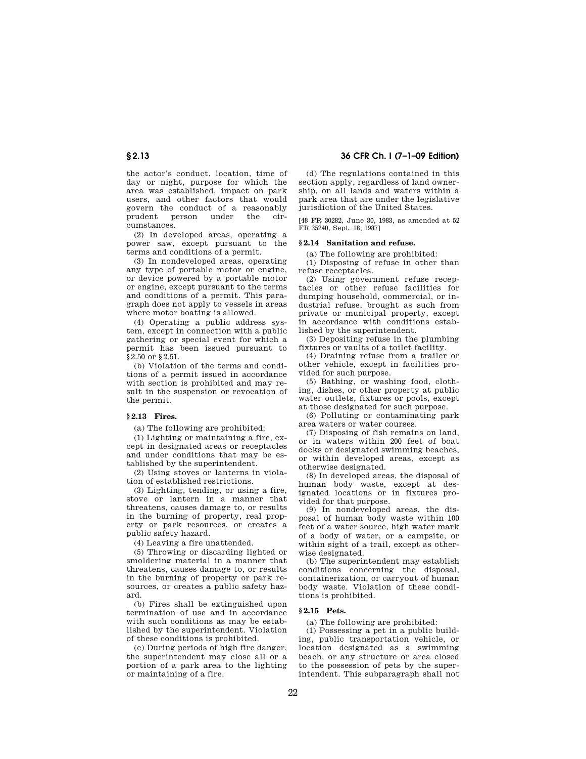the actor's conduct, location, time of day or night, purpose for which the area was established, impact on park users, and other factors that would govern the conduct of a reasonably prudent person under the circumstances.

(2) In developed areas, operating a power saw, except pursuant to the terms and conditions of a permit.

(3) In nondeveloped areas, operating any type of portable motor or engine, or device powered by a portable motor or engine, except pursuant to the terms and conditions of a permit. This paragraph does not apply to vessels in areas where motor boating is allowed.

(4) Operating a public address system, except in connection with a public gathering or special event for which a permit has been issued pursuant to §2.50 or §2.51.

(b) Violation of the terms and conditions of a permit issued in accordance with section is prohibited and may result in the suspension or revocation of the permit.

### §2.13 Fires.

(a) The following are prohibited:

(1) Lighting or maintaining a fire, except in designated areas or receptacles and under conditions that may be established by the superintendent.

(2) Using stoves or lanterns in violation of established restrictions.

(3) Lighting, tending, or using a fire, stove or lantern in a manner that threatens, causes damage to, or results in the burning of property, real property or park resources, or creates a public safety hazard.

(4) Leaving a fire unattended.

(5) Throwing or discarding lighted or smoldering material in a manner that threatens, causes damage to, or results in the burning of property or park resources, or creates a public safety hazard.

(b) Fires shall be extinguished upon termination of use and in accordance with such conditions as may be established by the superintendent. Violation of these conditions is prohibited.

(c) During periods of high fire danger, the superintendent may close all or a portion of a park area to the lighting or maintaining of a fire.

(d) The regulations contained in this section apply, regardless of land ownership, on all lands and waters within a park area that are under the legislative jurisdiction of the United States.

[48 FR 30282, June 30, 1983, as amended at 52 FR 35240, Sept. 18, 1987]

### §2.14 Sanitation and refuse.

(a) The following are prohibited:

(1) Disposing of refuse in other than refuse receptacles.

(2) Using government refuse receptacles or other refuse facilities for dumping household, commercial, or industrial refuse, brought as such from private or municipal property, except in accordance with conditions established by the superintendent.

(3) Depositing refuse in the plumbing fixtures or vaults of a toilet facility.

(4) Draining refuse from a trailer or other vehicle, except in facilities provided for such purpose.

(5) Bathing, or washing food, clothing, dishes, or other property at public water outlets, fixtures or pools, except at those designated for such purpose.

(6) Polluting or contaminating park area waters or water courses.

(7) Disposing of fish remains on land, or in waters within 200 feet of boat docks or designated swimming beaches, or within developed areas, except as otherwise designated.

(8) In developed areas, the disposal of human body waste, except at designated locations or in fixtures provided for that purpose.

(9) In nondeveloped areas, the disposal of human body waste within 100 feet of a water source, high water mark of a body of water, or a campsite, or within sight of a trail, except as otherwise designated.

(b) The superintendent may establish conditions concerning the disposal, containerization, or carryout of human body waste. Violation of these conditions is prohibited.

### §2.15 Pets.

(a) The following are prohibited:

(1) Possessing a pet in a public building, public transportation vehicle, or location designated as a swimming beach, or any structure or area closed to the possession of pets by the superintendent. This subparagraph shall not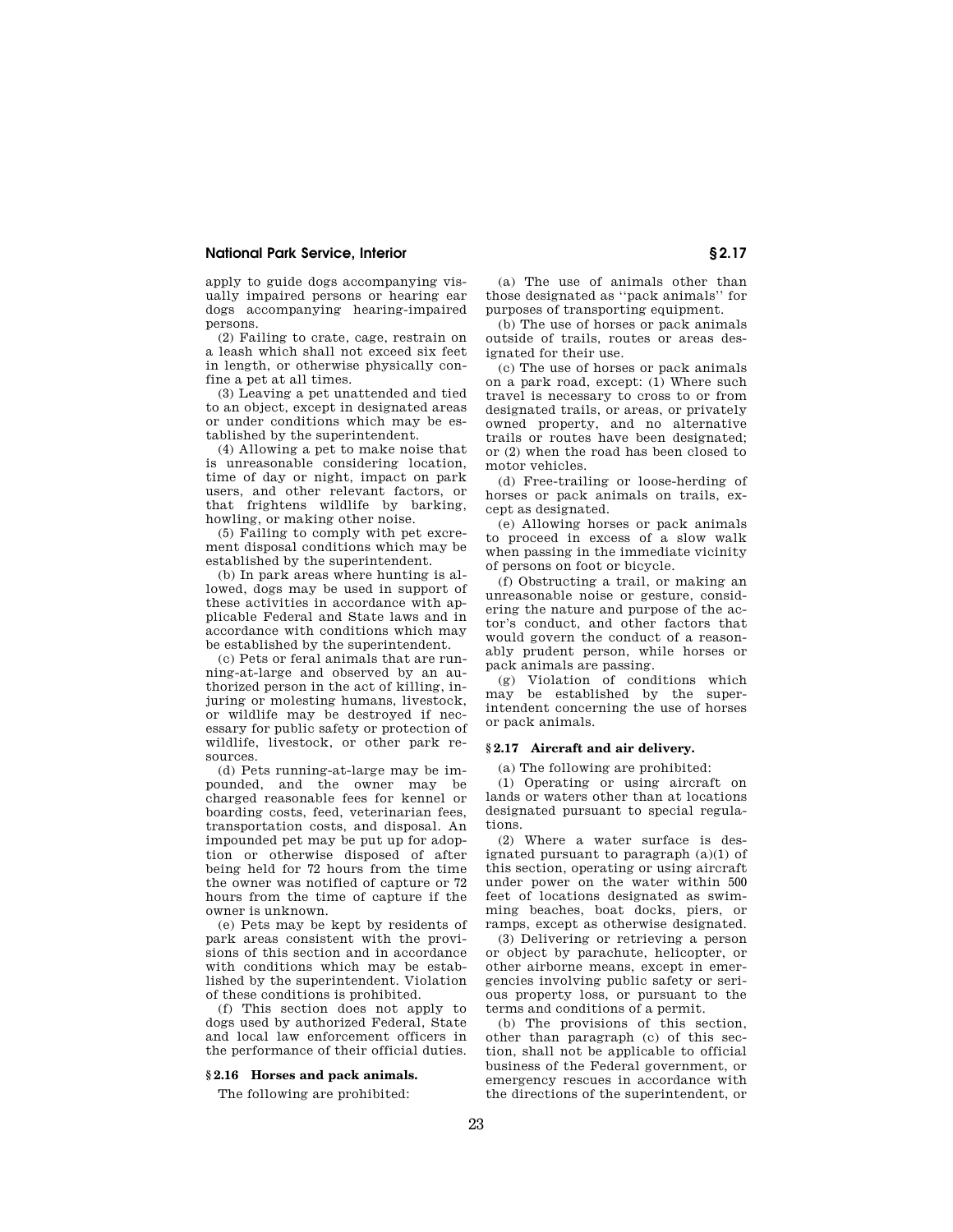apply to guide dogs accompanying visually impaired persons or hearing ear dogs accompanying hearing-impaired persons.

(2) Failing to crate, cage, restrain on a leash which shall not exceed six feet in length, or otherwise physically confine a pet at all times.

(3) Leaving a pet unattended and tied to an object, except in designated areas or under conditions which may be established by the superintendent.

(4) Allowing a pet to make noise that is unreasonable considering location, time of day or night, impact on park users, and other relevant factors, or that frightens wildlife by barking, howling, or making other noise.

(5) Failing to comply with pet excrement disposal conditions which may be established by the superintendent.

(b) In park areas where hunting is allowed, dogs may be used in support of these activities in accordance with applicable Federal and State laws and in accordance with conditions which may be established by the superintendent.

(c) Pets or feral animals that are running-at-large and observed by an authorized person in the act of killing, injuring or molesting humans, livestock, or wildlife may be destroyed if necessary for public safety or protection of wildlife, livestock, or other park resources.

(d) Pets running-at-large may be impounded, and the owner may be charged reasonable fees for kennel or boarding costs, feed, veterinarian fees, transportation costs, and disposal. An impounded pet may be put up for adoption or otherwise disposed of after being held for 72 hours from the time the owner was notified of capture or 72 hours from the time of capture if the owner is unknown.

(e) Pets may be kept by residents of park areas consistent with the provisions of this section and in accordance with conditions which may be established by the superintendent. Violation of these conditions is prohibited.

(f) This section does not apply to dogs used by authorized Federal, State and local law enforcement officers in the performance of their official duties.

**§ 2.16 Horses and pack animals.**

The following are prohibited:

(a) The use of animals other than those designated as "pack animals" for purposes of transporting equipment.

(b) The use of horses or pack animals outside of trails, routes or areas designated for their use.

(c) The use of horses or pack animals on a park road, except: (1) Where such travel is necessary to cross to or from designated trails, or areas, or privately owned property, and no alternative trails or routes have been designated; or (2) when the road has been closed to motor vehicles.

(d) Free-trailing or loose-herding of horses or pack animals on trails, except as designated.

(e) Allowing horses or pack animals to proceed in excess of a slow walk when passing in the immediate vicinity of persons on foot or bicycle.

(f) Obstructing a trail, or making an unreasonable noise or gesture, considering the nature and purpose of the actor's conduct, and other factors that would govern the conduct of a reasonably prudent person, while horses or pack animals are passing.

(g) Violation of conditions which may be established by the superintendent concerning the use of horses or pack animals.

**§ 2.17 Aircraft and air delivery.**

(a) The following are prohibited:

(1) Operating or using aircraft on lands or waters other than at locations designated pursuant to special regulations.

(2) Where a water surface is designated pursuant to paragraph (a)(1) of this section, operating or using aircraft under power on the water within 500 feet of locations designated as swimming beaches, boat docks, piers, or ramps, except as otherwise designated.

(3) Delivering or retrieving a person or object by parachute, helicopter, or other airborne means, except in emergencies involving public safety or serious property loss, or pursuant to the terms and conditions of a permit.

(b) The provisions of this section, other than paragraph (c) of this section, shall not be applicable to official business of the Federal government, or emergency rescues in accordance with the directions of the superintendent, or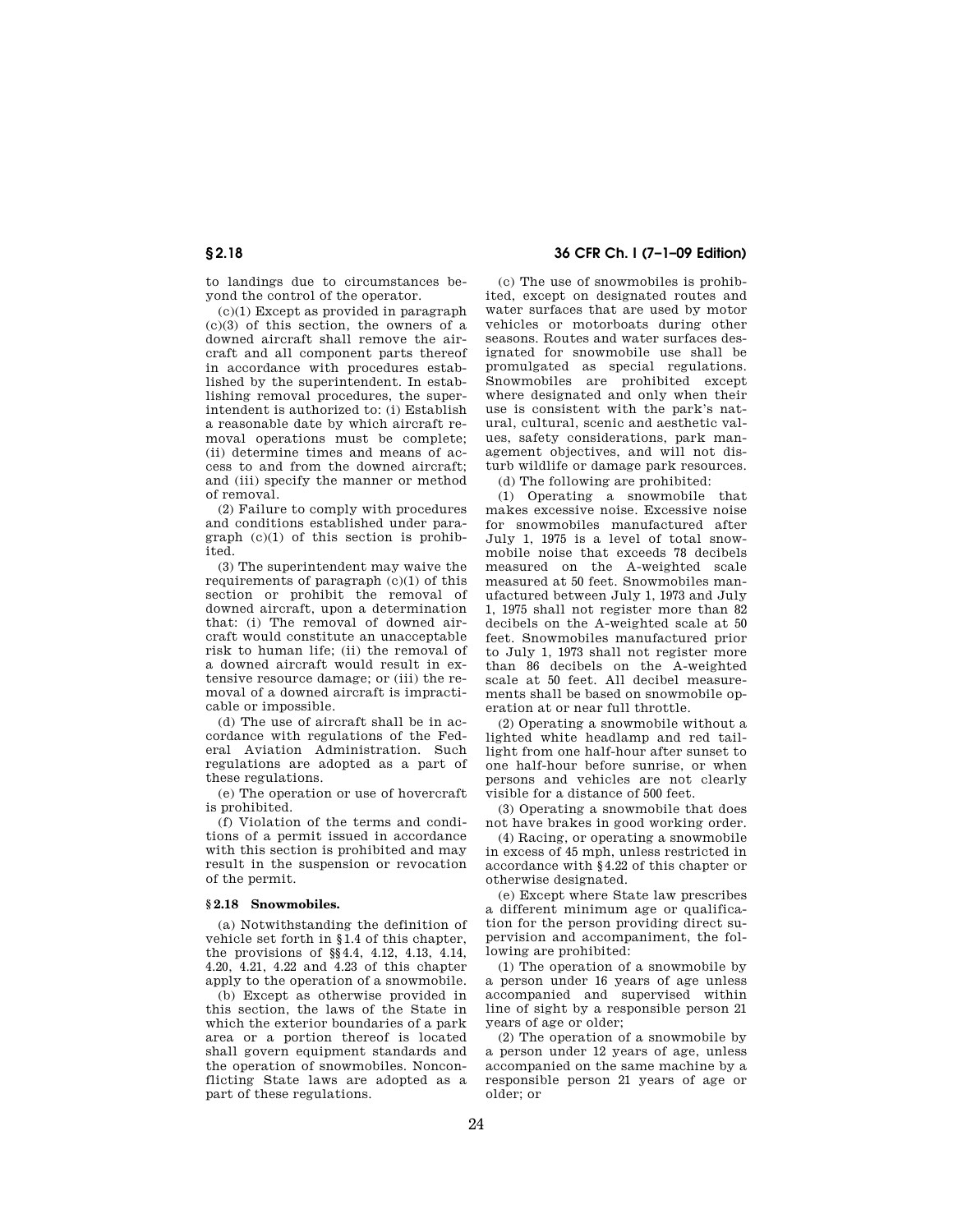to landings due to circumstances beyond the control of the operator.

(c)(1) Except as provided in paragraph (c)(3) of this section, the owners of a downed aircraft shall remove the aircraft and all component parts thereof in accordance with procedures established by the superintendent. In establishing removal procedures, the superintendent is authorized to: (i) Establish a reasonable date by which aircraft removal operations must be complete; (ii) determine times and means of access to and from the downed aircraft; and (iii) specify the manner or method of removal.

(2) Failure to comply with procedures and conditions established under paragraph (c)(1) of this section is prohibited.

(3) The superintendent may waive the requirements of paragraph (c)(1) of this section or prohibit the removal of downed aircraft, upon a determination that: (i) The removal of downed aircraft would constitute an unacceptable risk to human life; (ii) the removal of a downed aircraft would result in extensive resource damage; or (iii) the removal of a downed aircraft is impracticable or impossible.

(d) The use of aircraft shall be in accordance with regulations of the Federal Aviation Administration. Such regulations are adopted as a part of these regulations.

(e) The operation or use of hovercraft is prohibited.

(f) Violation of the terms and conditions of a permit issued in accordance with this section is prohibited and may result in the suspension or revocation of the permit.

### § 2.18 Snowmobiles.

(a) Notwithstanding the definition of vehicle set forth in § 1.4 of this chapter, the provisions of §§ 4.4, 4.12, 4.13, 4.14, 4.20, 4.21, 4.22 and 4.23 of this chapter apply to the operation of a snowmobile.

(b) Except as otherwise provided in this section, the laws of the State in which the exterior boundaries of a park area or a portion thereof is located shall govern equipment standards and the operation of snowmobiles. Nonconflicting State laws are adopted as a part of these regulations.

(c) The use of snowmobiles is prohibited, except on designated routes and water surfaces that are used by motor vehicles or motorboats during other seasons. Routes and water surfaces designated for snowmobile use shall be promulgated as special regulations. Snowmobiles are prohibited except where designated and only when their use is consistent with the park's natural, cultural, scenic and aesthetic values, safety considerations, park management objectives, and will not disturb wildlife or damage park resources.

(d) The following are prohibited:

(1) Operating a snowmobile that makes excessive noise. Excessive noise for snowmobiles manufactured after July 1, 1975 is a level of total snowmobile noise that exceeds 78 decibels measured on the A-weighted scale measured at 50 feet. Snowmobiles manufactured between July 1, 1973 and July 1, 1975 shall not register more than 82 decibels on the A-weighted scale at 50 feet. Snowmobiles manufactured prior to July 1, 1973 shall not register more than 86 decibels on the A-weighted scale at 50 feet. All decibel measurements shall be based on snowmobile operation at or near full throttle.

(2) Operating a snowmobile without a lighted white headlamp and red taillight from one half-hour after sunset to one half-hour before sunrise, or when persons and vehicles are not clearly visible for a distance of 500 feet.

(3) Operating a snowmobile that does not have brakes in good working order.

(4) Racing, or operating a snowmobile in excess of 45 mph, unless restricted in accordance with § 4.22 of this chapter or otherwise designated.

(e) Except where State law prescribes a different minimum age or qualification for the person providing direct supervision and accompaniment, the following are prohibited:

(1) The operation of a snowmobile by a person under 16 years of age unless accompanied and supervised within line of sight by a responsible person 21 years of age or older;

(2) The operation of a snowmobile by a person under 12 years of age, unless accompanied on the same machine by a responsible person 21 years of age or older; or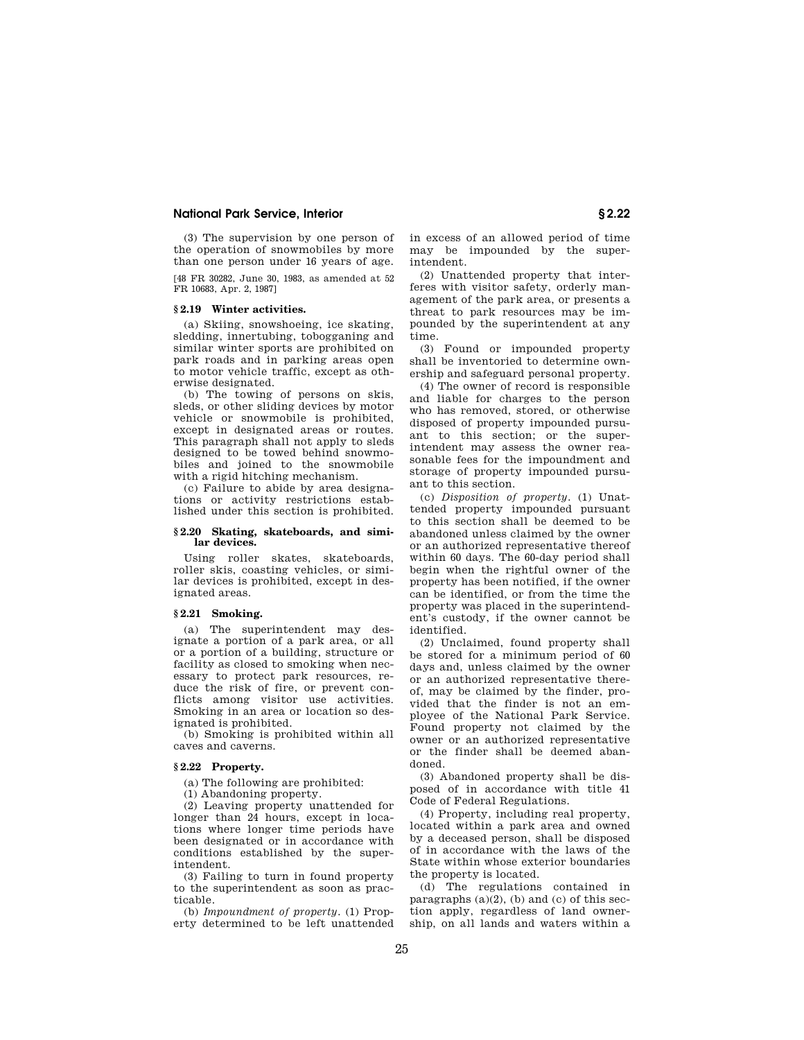(3) The supervision by one person of the operation of snowmobiles by more than one person under 16 years of age.

[48 FR 30282, June 30, 1983, as amended at 52 FR 10683, Apr. 2, 1987]

### § 2.19 Winter activities.

(a) Skiing, snowshoeing, ice skating, sledding, innertubing, tobogganing and similar winter sports are prohibited on park roads and in parking areas open to motor vehicle traffic, except as otherwise designated.

(b) The towing of persons on skis, sleds, or other sliding devices by motor vehicle or snowmobile is prohibited, except in designated areas or routes. This paragraph shall not apply to sleds designed to be towed behind snowmobiles and joined to the snowmobile with a rigid hitching mechanism.

(c) Failure to abide by area designations or activity restrictions established under this section is prohibited.

### § 2.20 Skating, skateboards, and similar devices.

Using roller skates, skateboards, roller skis, coasting vehicles, or similar devices is prohibited, except in designated areas.

### § 2.21 Smoking.

(a) The superintendent may designate a portion of a park area, or all or a portion of a building, structure or facility as closed to smoking when necessary to protect park resources, reduce the risk of fire, or prevent conflicts among visitor use activities. Smoking in an area or location so designated is prohibited.

(b) Smoking is prohibited within all caves and caverns.

### § 2.22 Property.

(a) The following are prohibited:

(1) Abandoning property.

(2) Leaving property unattended for longer than 24 hours, except in locations where longer time periods have been designated or in accordance with conditions established by the superintendent.

(3) Failing to turn in found property to the superintendent as soon as practicable.

(b) *Impoundment of property*. (1) Property determined to be left unattended in excess of an allowed period of time may be impounded by the superintendent.

(2) Unattended property that interferes with visitor safety, orderly management of the park area, or presents a threat to park resources may be impounded by the superintendent at any time.

(3) Found or impounded property shall be inventoried to determine ownership and safeguard personal property.

(4) The owner of record is responsible and liable for charges to the person who has removed, stored, or otherwise disposed of property impounded pursuant to this section; or the superintendent may assess the owner reasonable fees for the impoundment and storage of property impounded pursuant to this section.

(c) *Disposition of property*. (1) Unattended property impounded pursuant to this section shall be deemed to be abandoned unless claimed by the owner or an authorized representative thereof within 60 days. The 60-day period shall begin when the rightful owner of the property has been notified, if the owner can be identified, or from the time the property was placed in the superintendent's custody, if the owner cannot be identified.

(2) Unclaimed, found property shall be stored for a minimum period of 60 days and, unless claimed by the owner or an authorized representative thereof, may be claimed by the finder, provided that the finder is not an employee of the National Park Service. Found property not claimed by the owner or an authorized representative or the finder shall be deemed abandoned.

(3) Abandoned property shall be disposed of in accordance with title 41 Code of Federal Regulations.

(4) Property, including real property, located within a park area and owned by a deceased person, shall be disposed of in accordance with the laws of the State within whose exterior boundaries the property is located.

(d) The regulations contained in paragraphs (a)(2), (b) and (c) of this section apply, regardless of land ownership, on all lands and waters within a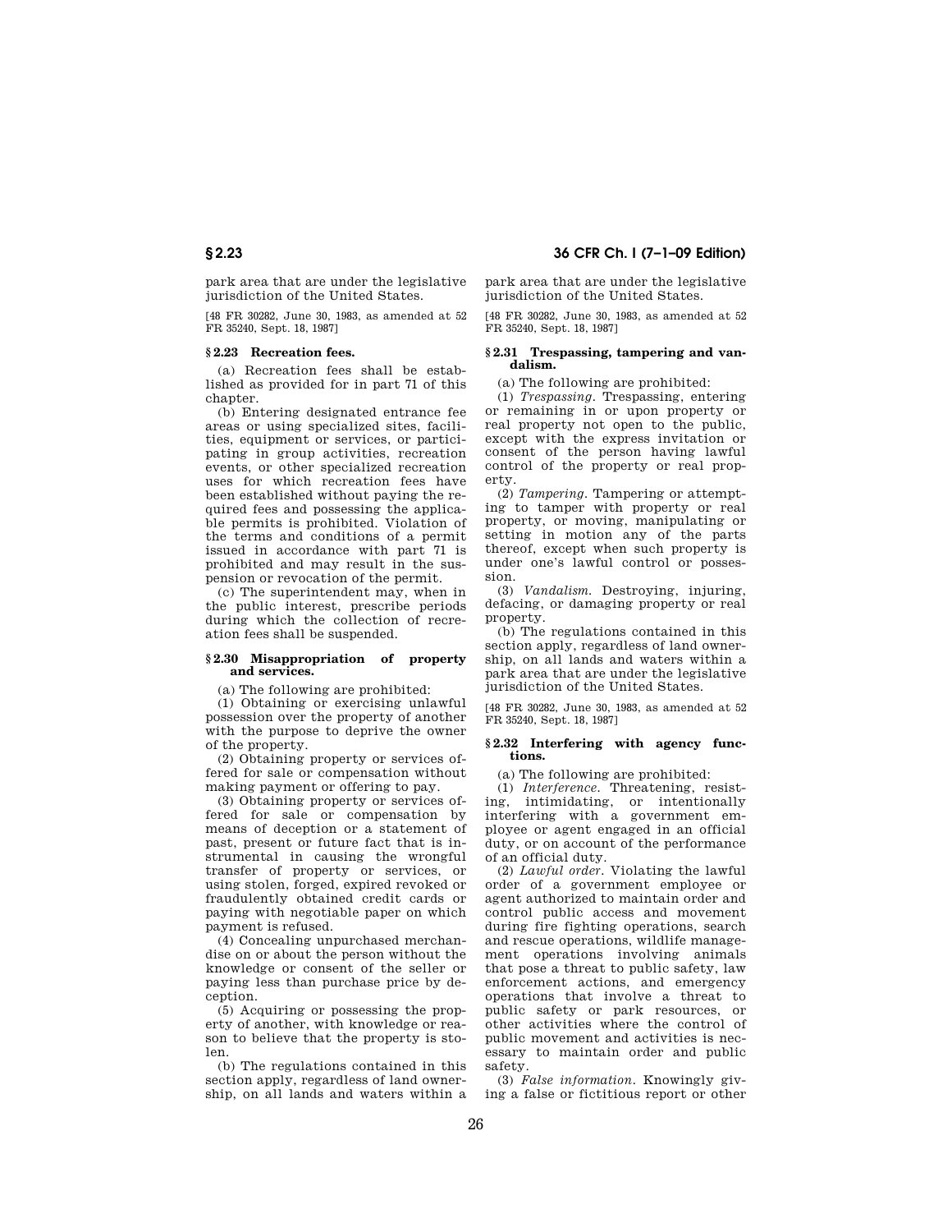park area that are under the legislative jurisdiction of the United States.

[48 FR 30282, June 30, 1983, as amended at 52 FR 35240, Sept. 18, 1987]

### § 2.23 Recreation fees.

(a) Recreation fees shall be established as provided for in part 71 of this chapter.

(b) Entering designated entrance fee areas or using specialized sites, facilities, equipment or services, or participating in group activities, recreation events, or other specialized recreation uses for which recreation fees have been established without paying the required fees and possessing the applicable permits is prohibited. Violation of the terms and conditions of a permit issued in accordance with part 71 is prohibited and may result in the suspension or revocation of the permit.

(c) The superintendent may, when in the public interest, prescribe periods during which the collection of recreation fees shall be suspended.

### § 2.30 Misappropriation of property and services.

(a) The following are prohibited:

(1) Obtaining or exercising unlawful possession over the property of another with the purpose to deprive the owner of the property.

(2) Obtaining property or services offered for sale or compensation without making payment or offering to pay.

(3) Obtaining property or services offered for sale or compensation by means of deception or a statement of past, present or future fact that is instrumental in causing the wrongful transfer of property or services, or using stolen, forged, expired revoked or fraudulently obtained credit cards or paying with negotiable paper on which payment is refused.

(4) Concealing unpurchased merchandise on or about the person without the knowledge or consent of the seller or paying less than purchase price by deception.

(5) Acquiring or possessing the property of another, with knowledge or reason to believe that the property is stolen.

(b) The regulations contained in this section apply, regardless of land ownership, on all lands and waters within a park area that are under the legislative jurisdiction of the United States.

[48 FR 30282, June 30, 1983, as amended at 52 FR 35240, Sept. 18, 1987]

### § 2.31 Trespassing, tampering and vandalism.

(a) The following are prohibited:

(1) *Trespassing.* Trespassing, entering or remaining in or upon property or real property not open to the public, except with the express invitation or consent of the person having lawful control of the property or real property.

(2) *Tampering.* Tampering or attempting to tamper with property or real property, or moving, manipulating or setting in motion any of the parts thereof, except when such property is under one's lawful control or possession.

(3) *Vandalism.* Destroying, injuring, defacing, or damaging property or real property.

(b) The regulations contained in this section apply, regardless of land ownership, on all lands and waters within a park area that are under the legislative jurisdiction of the United States.

[48 FR 30282, June 30, 1983, as amended at 52 FR 35240, Sept. 18, 1987]

### § 2.32 Interfering with agency functions.

(a) The following are prohibited:

(1) *Interference.* Threatening, resisting, intimidating, or intentionally interfering with a government employee or agent engaged in an official duty, or on account of the performance of an official duty.

(2) *Lawful order.* Violating the lawful order of a government employee or agent authorized to maintain order and control public access and movement during fire fighting operations, search and rescue operations, wildlife management operations involving animals that pose a threat to public safety, law enforcement actions, and emergency operations that involve a threat to public safety or park resources, or other activities where the control of public movement and activities is necessary to maintain order and public safety.

(3) *False information.* Knowingly giving a false or fictitious report or other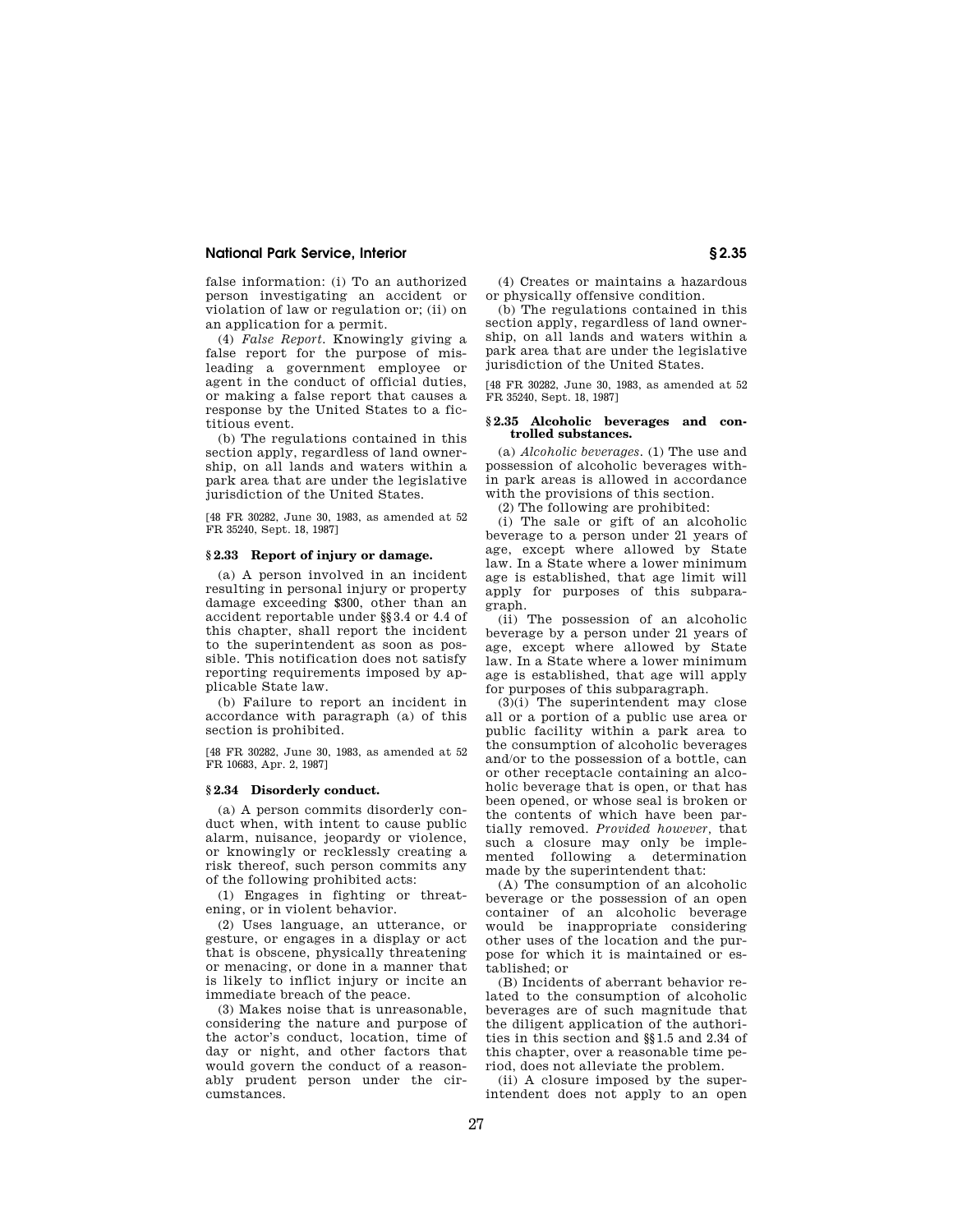false information: (i) To an authorized person investigating an accident or violation of law or regulation or; (ii) on an application for a permit.

(4) *False Report.* Knowingly giving a false report for the purpose of misleading a government employee or agent in the conduct of official duties, or making a false report that causes a response by the United States to a fictitious event.

(b) The regulations contained in this section apply, regardless of land ownership, on all lands and waters within a park area that are under the legislative jurisdiction of the United States.

[48 FR 30282, June 30, 1983, as amended at 52 FR 35240, Sept. 18, 1987]

### § 2.33 Report of injury or damage.

(a) A person involved in an incident resulting in personal injury or property damage exceeding $300, other than an accident reportable under §§ 3.4 or 4.4 of this chapter, shall report the incident to the superintendent as soon as possible. This notification does not satisfy reporting requirements imposed by applicable State law.

(b) Failure to report an incident in accordance with paragraph (a) of this section is prohibited.

[48 FR 30282, June 30, 1983, as amended at 52 FR 10683, Apr. 2, 1987]

### § 2.34 Disorderly conduct.

(a) A person commits disorderly conduct when, with intent to cause public alarm, nuisance, jeopardy or violence, or knowingly or recklessly creating a risk thereof, such person commits any of the following prohibited acts:

(1) Engages in fighting or threatening, or in violent behavior.

(2) Uses language, an utterance, or gesture, or engages in a display or act that is obscene, physically threatening or menacing, or done in a manner that is likely to inflict injury or incite an immediate breach of the peace.

(3) Makes noise that is unreasonable, considering the nature and purpose of the actor's conduct, location, time of day or night, and other factors that would govern the conduct of a reasonably prudent person under the circumstances.

(4) Creates or maintains a hazardous or physically offensive condition.

(b) The regulations contained in this section apply, regardless of land ownership, on all lands and waters within a park area that are under the legislative jurisdiction of the United States.

[48 FR 30282, June 30, 1983, as amended at 52 FR 35240, Sept. 18, 1987]

### § 2.35 Alcoholic beverages and controlled substances.

(a) *Alcoholic beverages.* (1) The use and possession of alcoholic beverages within park areas is allowed in accordance with the provisions of this section.

(2) The following are prohibited:

(i) The sale or gift of an alcoholic beverage to a person under 21 years of age, except where allowed by State law. In a State where a lower minimum age is established, that age limit will apply for purposes of this subparagraph.

(ii) The possession of an alcoholic beverage by a person under 21 years of age, except where allowed by State law. In a State where a lower minimum age is established, that age will apply for purposes of this subparagraph.

(3)(i) The superintendent may close all or a portion of a public use area or public facility within a park area to the consumption of alcoholic beverages and/or to the possession of a bottle, can or other receptacle containing an alcoholic beverage that is open, or that has been opened, or whose seal is broken or the contents of which have been partially removed. *Provided however,* that such a closure may only be implemented following a determination made by the superintendent that:

(A) The consumption of an alcoholic beverage or the possession of an open container of an alcoholic beverage would be inappropriate considering other uses of the location and the purpose for which it is maintained or established; or

(B) Incidents of aberrant behavior related to the consumption of alcoholic beverages are of such magnitude that the diligent application of the authorities in this section and §§ 1.5 and 2.34 of this chapter, over a reasonable time period, does not alleviate the problem.

(ii) A closure imposed by the superintendent does not apply to an open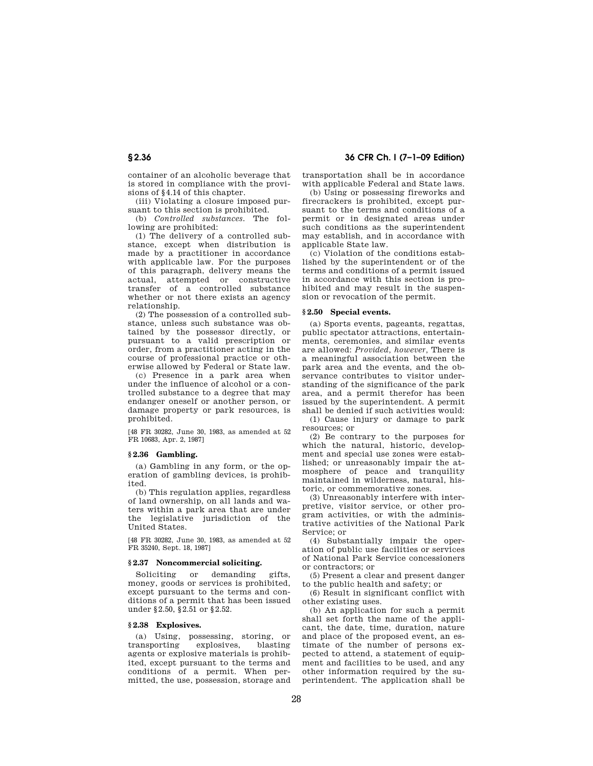container of an alcoholic beverage that is stored in compliance with the provisions of §4.14 of this chapter.

(iii) Violating a closure imposed pursuant to this section is prohibited.

(b) *Controlled substances.* The following are prohibited:

(1) The delivery of a controlled substance, except when distribution is made by a practitioner in accordance with applicable law. For the purposes of this paragraph, delivery means the actual, attempted or constructive transfer of a controlled substance whether or not there exists an agency relationship.

(2) The possession of a controlled substance, unless such substance was obtained by the possessor directly, or pursuant to a valid prescription or order, from a practitioner acting in the course of professional practice or otherwise allowed by Federal or State law.

(c) Presence in a park area when under the influence of alcohol or a controlled substance to a degree that may endanger oneself or another person, or damage property or park resources, is prohibited.

[48 FR 30282, June 30, 1983, as amended at 52 FR 10683, Apr. 2, 1987]

### §2.36 Gambling.

(a) Gambling in any form, or the operation of gambling devices, is prohibited.

(b) This regulation applies, regardless of land ownership, on all lands and waters within a park area that are under the legislative jurisdiction of the United States.

[48 FR 30282, June 30, 1983, as amended at 52 FR 35240, Sept. 18, 1987]

### §2.37 Noncommercial soliciting.

Soliciting or demanding gifts, money, goods or services is prohibited, except pursuant to the terms and conditions of a permit that has been issued under §2.50, §2.51 or §2.52.

### §2.38 Explosives.

(a) Using, possessing, storing, or transporting explosives, blasting agents or explosive materials is prohibited, except pursuant to the terms and conditions of a permit. When permitted, the use, possession, storage and transportation shall be in accordance with applicable Federal and State laws.

(b) Using or possessing fireworks and firecrackers is prohibited, except pursuant to the terms and conditions of a permit or in designated areas under such conditions as the superintendent may establish, and in accordance with applicable State law.

(c) Violation of the conditions established by the superintendent or of the terms and conditions of a permit issued in accordance with this section is prohibited and may result in the suspension or revocation of the permit.

### §2.50 Special events.

(a) Sports events, pageants, regattas, public spectator attractions, entertainments, ceremonies, and similar events are allowed: *Provided, however,* There is a meaningful association between the park area and the events, and the observance contributes to visitor understanding of the significance of the park area, and a permit therefor has been issued by the superintendent. A permit shall be denied if such activities would:

(1) Cause injury or damage to park resources; or

(2) Be contrary to the purposes for which the natural, historic, development and special use zones were established; or unreasonably impair the atmosphere of peace and tranquility maintained in wilderness, natural, historic, or commemorative zones.

(3) Unreasonably interfere with interpretive, visitor service, or other program activities, or with the administrative activities of the National Park Service; or

(4) Substantially impair the operation of public use facilities or services of National Park Service concessioners or contractors; or

(5) Present a clear and present danger to the public health and safety; or

(6) Result in significant conflict with other existing uses.

(b) An application for such a permit shall set forth the name of the applicant, the date, time, duration, nature and place of the proposed event, an estimate of the number of persons expected to attend, a statement of equipment and facilities to be used, and any other information required by the superintendent. The application shall be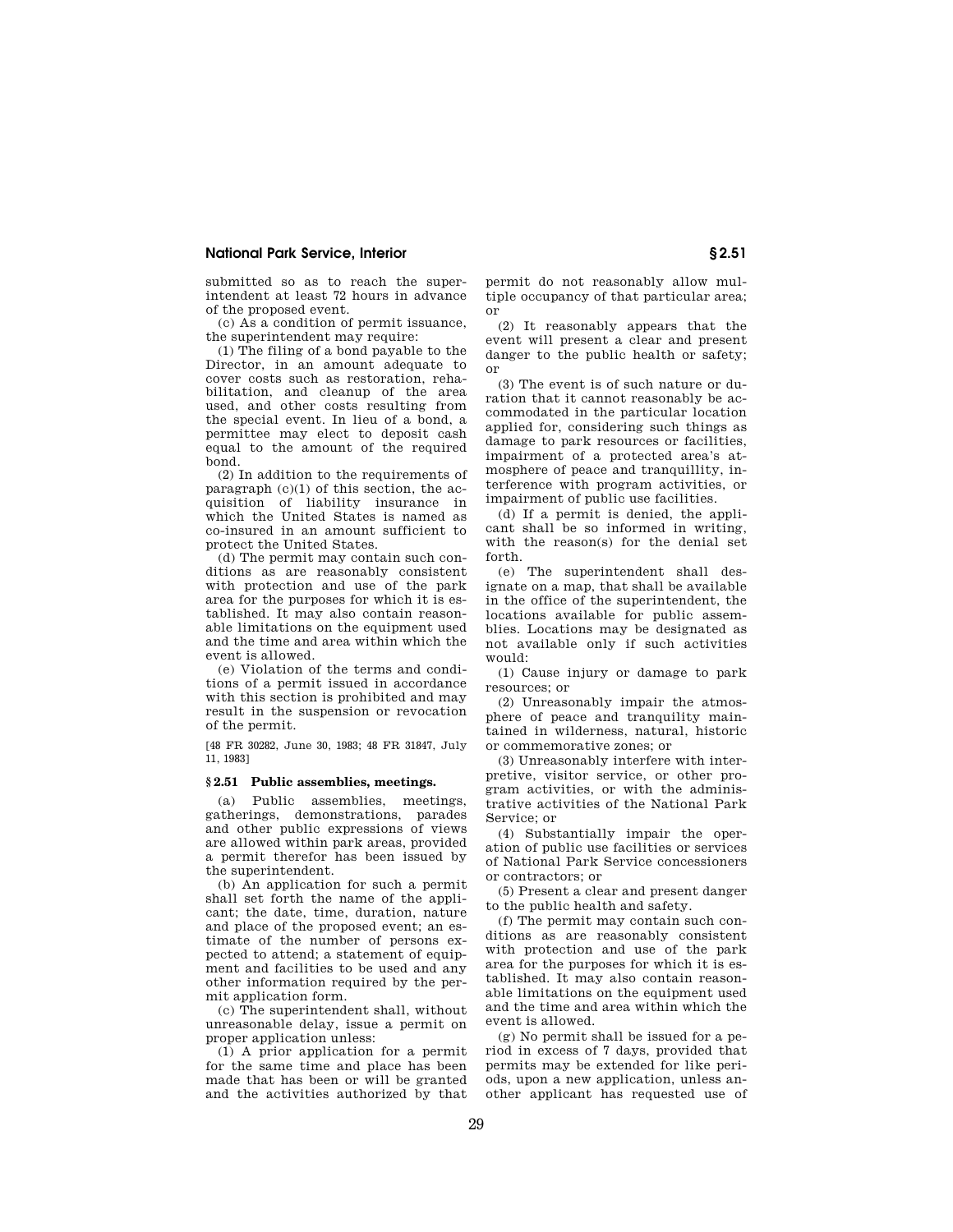submitted so as to reach the superintendent at least 72 hours in advance of the proposed event.

(c) As a condition of permit issuance, the superintendent may require:

(1) The filing of a bond payable to the Director, in an amount adequate to cover costs such as restoration, rehabilitation, and cleanup of the area used, and other costs resulting from the special event. In lieu of a bond, a permittee may elect to deposit cash equal to the amount of the required bond.

(2) In addition to the requirements of paragraph (c)(1) of this section, the acquisition of liability insurance in which the United States is named as co-insured in an amount sufficient to protect the United States.

(d) The permit may contain such conditions as are reasonably consistent with protection and use of the park area for the purposes for which it is established. It may also contain reasonable limitations on the equipment used and the time and area within which the event is allowed.

(e) Violation of the terms and conditions of a permit issued in accordance with this section is prohibited and may result in the suspension or revocation of the permit.

[48 FR 30282, June 30, 1983; 48 FR 31847, July 11, 1983]

### § 2.51 Public assemblies, meetings.

(a) Public assemblies, meetings, gatherings, demonstrations, parades and other public expressions of views are allowed within park areas, provided a permit therefor has been issued by the superintendent.

(b) An application for such a permit shall set forth the name of the applicant; the date, time, duration, nature and place of the proposed event; an estimate of the number of persons expected to attend; a statement of equipment and facilities to be used and any other information required by the permit application form.

(c) The superintendent shall, without unreasonable delay, issue a permit on proper application unless:

(1) A prior application for a permit for the same time and place has been made that has been or will be granted and the activities authorized by that permit do not reasonably allow multiple occupancy of that particular area; or

(2) It reasonably appears that the event will present a clear and present danger to the public health or safety; or

(3) The event is of such nature or duration that it cannot reasonably be accommodated in the particular location applied for, considering such things as damage to park resources or facilities, impairment of a protected area's atmosphere of peace and tranquillity, interference with program activities, or impairment of public use facilities.

(d) If a permit is denied, the applicant shall be so informed in writing, with the reason(s) for the denial set forth.

(e) The superintendent shall designate on a map, that shall be available in the office of the superintendent, the locations available for public assemblies. Locations may be designated as not available only if such activities would:

(1) Cause injury or damage to park resources; or

(2) Unreasonably impair the atmosphere of peace and tranquility maintained in wilderness, natural, historic or commemorative zones; or

(3) Unreasonably interfere with interpretive, visitor service, or other program activities, or with the administrative activities of the National Park Service; or

(4) Substantially impair the operation of public use facilities or services of National Park Service concessioners or contractors; or

(5) Present a clear and present danger to the public health and safety.

(f) The permit may contain such conditions as are reasonably consistent with protection and use of the park area for the purposes for which it is established. It may also contain reasonable limitations on the equipment used and the time and area within which the event is allowed.

(g) No permit shall be issued for a period in excess of 7 days, provided that permits may be extended for like periods, upon a new application, unless another applicant has requested use of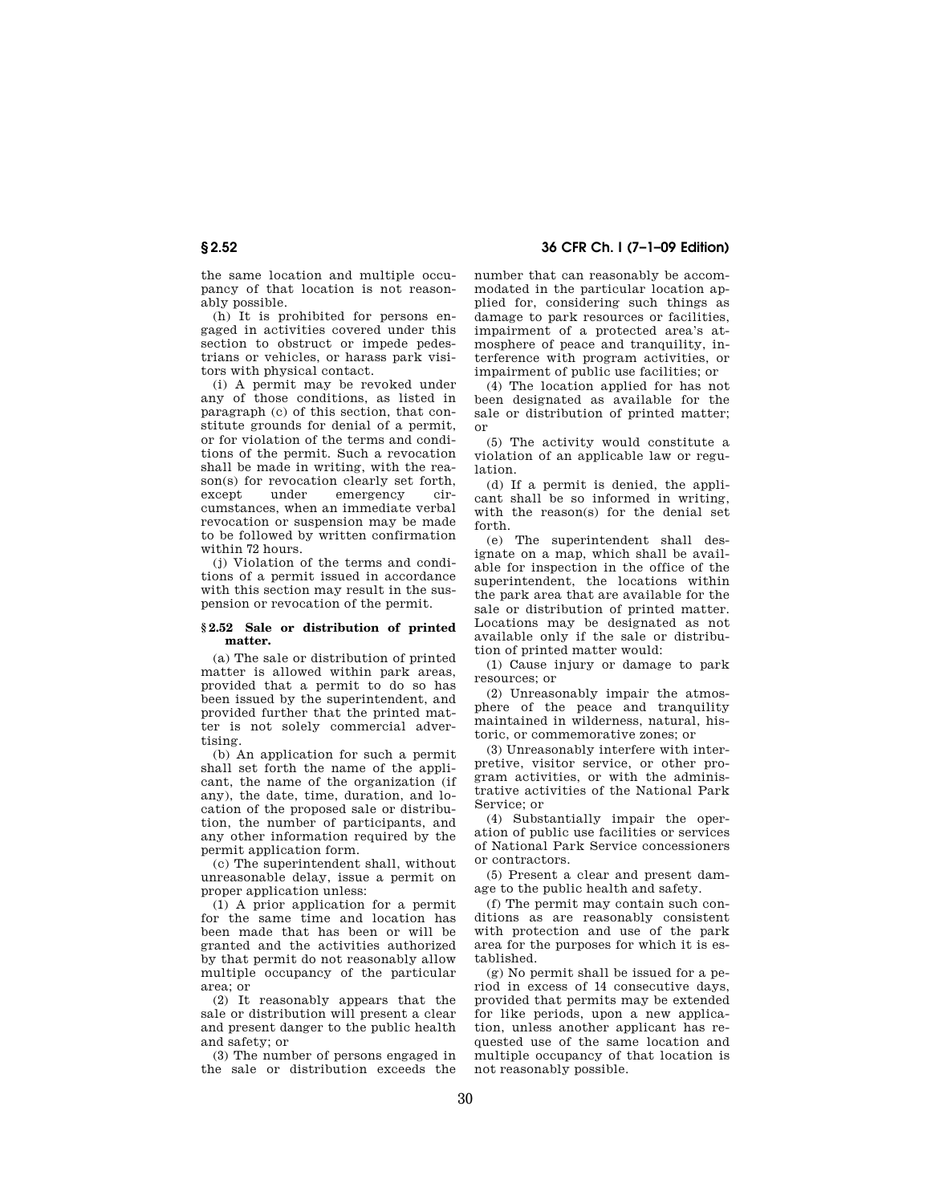the same location and multiple occupancy of that location is not reasonably possible.

(h) It is prohibited for persons engaged in activities covered under this section to obstruct or impede pedestrians or vehicles, or harass park visitors with physical contact.

(i) A permit may be revoked under any of those conditions, as listed in paragraph (c) of this section, that constitute grounds for denial of a permit, or for violation of the terms and conditions of the permit. Such a revocation shall be made in writing, with the reason(s) for revocation clearly set forth, except under emergency circumstances, when an immediate verbal revocation or suspension may be made to be followed by written confirmation within 72 hours.

(j) Violation of the terms and conditions of a permit issued in accordance with this section may result in the suspension or revocation of the permit.

### § 2.52 Sale or distribution of printed matter.

(a) The sale or distribution of printed matter is allowed within park areas, provided that a permit to do so has been issued by the superintendent, and provided further that the printed matter is not solely commercial advertising.

(b) An application for such a permit shall set forth the name of the applicant, the name of the organization (if any), the date, time, duration, and location of the proposed sale or distribution, the number of participants, and any other information required by the permit application form.

(c) The superintendent shall, without unreasonable delay, issue a permit on proper application unless:

(1) A prior application for a permit for the same time and location has been made that has been or will be granted and the activities authorized by that permit do not reasonably allow multiple occupancy of the particular area; or

(2) It reasonably appears that the sale or distribution will present a clear and present danger to the public health and safety; or

(3) The number of persons engaged in the sale or distribution exceeds the number that can reasonably be accommodated in the particular location applied for, considering such things as damage to park resources or facilities, impairment of a protected area's atmosphere of peace and tranquility, interference with program activities, or impairment of public use facilities; or

(4) The location applied for has not been designated as available for the sale or distribution of printed matter; or

(5) The activity would constitute a violation of an applicable law or regulation.

(d) If a permit is denied, the applicant shall be so informed in writing, with the reason(s) for the denial set forth.

(e) The superintendent shall designate on a map, which shall be available for inspection in the office of the superintendent, the locations within the park area that are available for the sale or distribution of printed matter. Locations may be designated as not available only if the sale or distribution of printed matter would:

(1) Cause injury or damage to park resources; or

(2) Unreasonably impair the atmosphere of the peace and tranquility maintained in wilderness, natural, historic, or commemorative zones; or

(3) Unreasonably interfere with interpretive, visitor service, or other program activities, or with the administrative activities of the National Park Service; or

(4) Substantially impair the operation of public use facilities or services of National Park Service concessioners or contractors.

(5) Present a clear and present damage to the public health and safety.

(f) The permit may contain such conditions as are reasonably consistent with protection and use of the park area for the purposes for which it is established.

(g) No permit shall be issued for a period in excess of 14 consecutive days, provided that permits may be extended for like periods, upon a new application, unless another applicant has requested use of the same location and multiple occupancy of that location is not reasonably possible.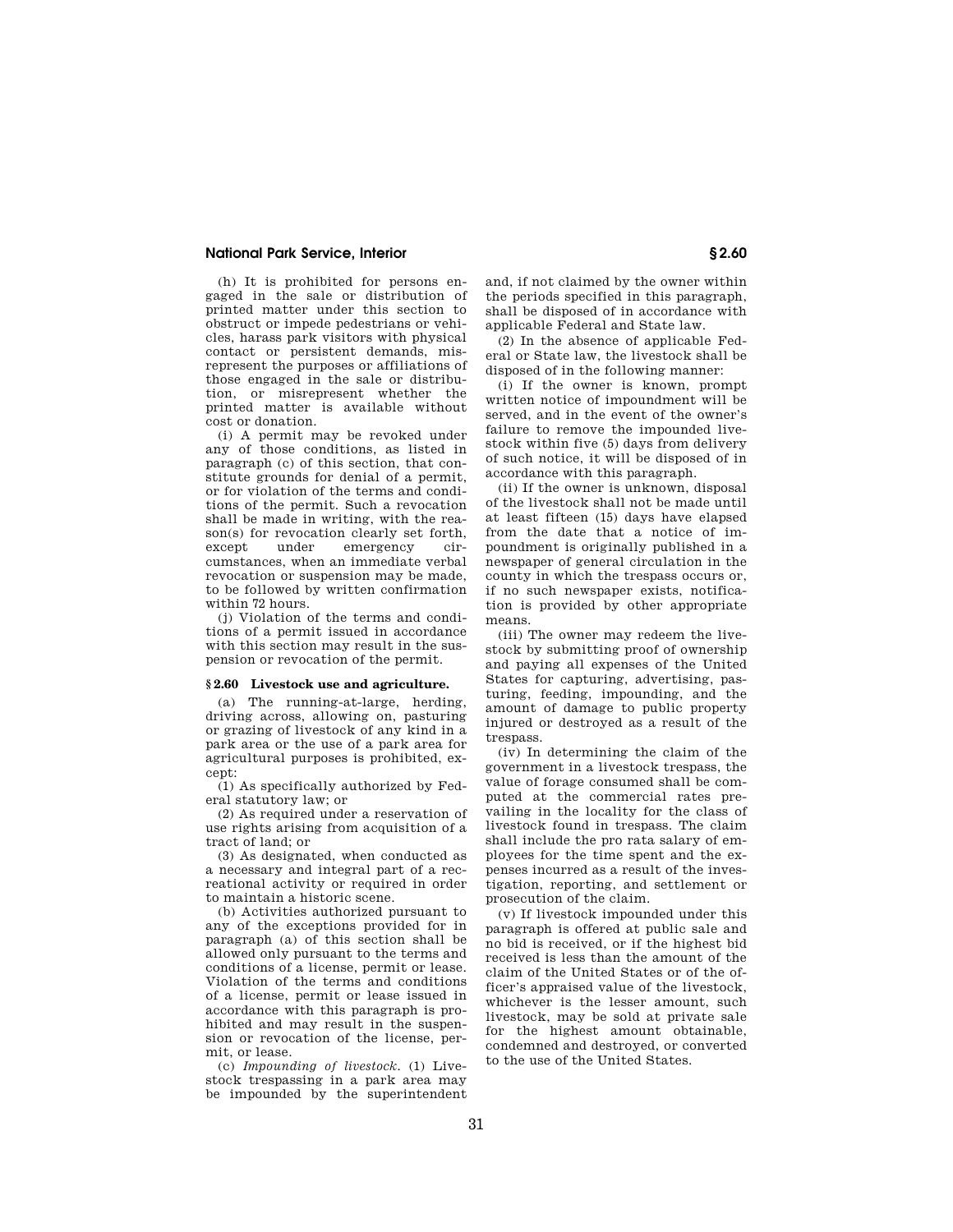(h) It is prohibited for persons engaged in the sale or distribution of printed matter under this section to obstruct or impede pedestrians or vehicles, harass park visitors with physical contact or persistent demands, misrepresent the purposes or affiliations of those engaged in the sale or distribution, or misrepresent whether the printed matter is available without cost or donation.

(i) A permit may be revoked under any of those conditions, as listed in paragraph (c) of this section, that constitute grounds for denial of a permit, or for violation of the terms and conditions of the permit. Such a revocation shall be made in writing, with the reason(s) for revocation clearly set forth, except under emergency circumstances, when an immediate verbal revocation or suspension may be made, to be followed by written confirmation within 72 hours.

(j) Violation of the terms and conditions of a permit issued in accordance with this section may result in the suspension or revocation of the permit.

### § 2.60 Livestock use and agriculture.

(a) The running-at-large, herding, driving across, allowing on, pasturing or grazing of livestock of any kind in a park area or the use of a park area for agricultural purposes is prohibited, except:

(1) As specifically authorized by Federal statutory law; or

(2) As required under a reservation of use rights arising from acquisition of a tract of land; or

(3) As designated, when conducted as a necessary and integral part of a recreational activity or required in order to maintain a historic scene.

(b) Activities authorized pursuant to any of the exceptions provided for in paragraph (a) of this section shall be allowed only pursuant to the terms and conditions of a license, permit or lease. Violation of the terms and conditions of a license, permit or lease issued in accordance with this paragraph is prohibited and may result in the suspension or revocation of the license, permit, or lease.

(c) *Impounding of livestock.* (1) Livestock trespassing in a park area may be impounded by the superintendent and, if not claimed by the owner within the periods specified in this paragraph, shall be disposed of in accordance with applicable Federal and State law.

(2) In the absence of applicable Federal or State law, the livestock shall be disposed of in the following manner:

(i) If the owner is known, prompt written notice of impoundment will be served, and in the event of the owner's failure to remove the impounded livestock within five (5) days from delivery of such notice, it will be disposed of in accordance with this paragraph.

(ii) If the owner is unknown, disposal of the livestock shall not be made until at least fifteen (15) days have elapsed from the date that a notice of impoundment is originally published in a newspaper of general circulation in the county in which the trespass occurs or, if no such newspaper exists, notification is provided by other appropriate means.

(iii) The owner may redeem the livestock by submitting proof of ownership and paying all expenses of the United States for capturing, advertising, pasturing, feeding, impounding, and the amount of damage to public property injured or destroyed as a result of the trespass.

(iv) In determining the claim of the government in a livestock trespass, the value of forage consumed shall be computed at the commercial rates prevailing in the locality for the class of livestock found in trespass. The claim shall include the pro rata salary of employees for the time spent and the expenses incurred as a result of the investigation, reporting, and settlement or prosecution of the claim.

(v) If livestock impounded under this paragraph is offered at public sale and no bid is received, or if the highest bid received is less than the amount of the claim of the United States or of the officer's appraised value of the livestock, whichever is the lesser amount, such livestock, may be sold at private sale for the highest amount obtainable, condemned and destroyed, or converted to the use of the United States.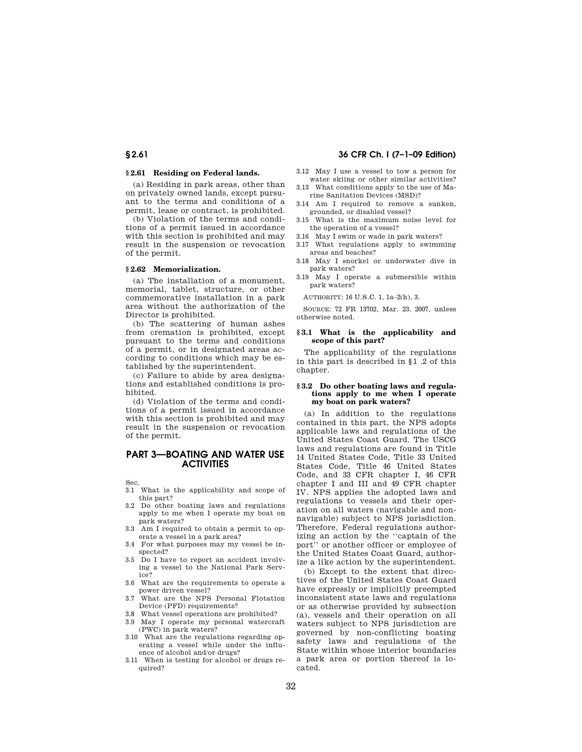### § 2.61 Residing on Federal lands.

(a) Residing in park areas, other than on privately owned lands, except pursuant to the terms and conditions of a permit, lease or contract, is prohibited.

(b) Violation of the terms and conditions of a permit issued in accordance with this section is prohibited and may result in the suspension or revocation of the permit.

### § 2.62 Memorialization.

(a) The installation of a monument, memorial, tablet, structure, or other commemorative installation in a park area without the authorization of the Director is prohibited.

(b) The scattering of human ashes from cremation is prohibited, except pursuant to the terms and conditions of a permit, or in designated areas according to conditions which may be established by the superintendent.

(c) Failure to abide by area designations and established conditions is prohibited.

(d) Violation of the terms and conditions of a permit issued in accordance with this section is prohibited and may result in the suspension or revocation of the permit.

## PART 3—BOATING AND WATER USE ACTIVITIES

Sec.

- 3.1 What is the applicability and scope of this part?
- 3.2 Do other boating laws and regulations apply to me when I operate my boat on park waters?
- 3.3 Am I required to obtain a permit to operate a vessel in a park area?
- 3.4 For what purposes may my vessel be inspected?
- 3.5 Do I have to report an accident involving a vessel to the National Park Service?
- 3.6 What are the requirements to operate a power driven vessel?
- 3.7 What are the NPS Personal Flotation Device (PFD) requirements?
- 3.8 What vessel operations are prohibited?
- 3.9 May I operate my personal watercraft (PWC) in park waters?
- 3.10 What are the regulations regarding operating a vessel while under the influence of alcohol and/or drugs?
- 3.11 When is testing for alcohol or drugs required?
- 3.12 May I use a vessel to tow a person for water skiing or other similar activities?
- 3.13 What conditions apply to the use of Marine Sanitation Devices (MSD)?
- 3.14 Am I required to remove a sunken, grounded, or disabled vessel?
- 3.15 What is the maximum noise level for the operation of a vessel?
- 3.16 May I swim or wade in park waters?
- 3.17 What regulations apply to swimming areas and beaches?
- 3.18 May I snorkel or underwater dive in park waters?
- 3.19 May I operate a submersible within park waters?

AUTHORITY: 16 U.S.C. 1, 1a–2(h), 3.

SOURCE: 72 FR 13702, Mar. 23, 2007, unless otherwise noted.

### § 3.1 What is the applicability and scope of this part?

The applicability of the regulations in this part is described in § 1 .2 of this chapter.

### § 3.2 Do other boating laws and regulations apply to me when I operate my boat on park waters?

(a) In addition to the regulations contained in this part, the NPS adopts applicable laws and regulations of the United States Coast Guard. The USCG laws and regulations are found in Title 14 United States Code, Title 33 United States Code, Title 46 United States Code, and 33 CFR chapter I, 46 CFR chapter I and III and 49 CFR chapter IV. NPS applies the adopted laws and regulations to vessels and their operation on all waters (navigable and non-navigable) subject to NPS jurisdiction. Therefore, Federal regulations authorizing an action by the "captain of the port" or another officer or employee of the United States Coast Guard, authorize a like action by the superintendent.

(b) Except to the extent that directives of the United States Coast Guard have expressly or implicitly preempted inconsistent state laws and regulations or as otherwise provided by subsection (a), vessels and their operation on all waters subject to NPS jurisdiction are governed by non-conflicting boating safety laws and regulations of the State within whose interior boundaries a park area or portion thereof is located.